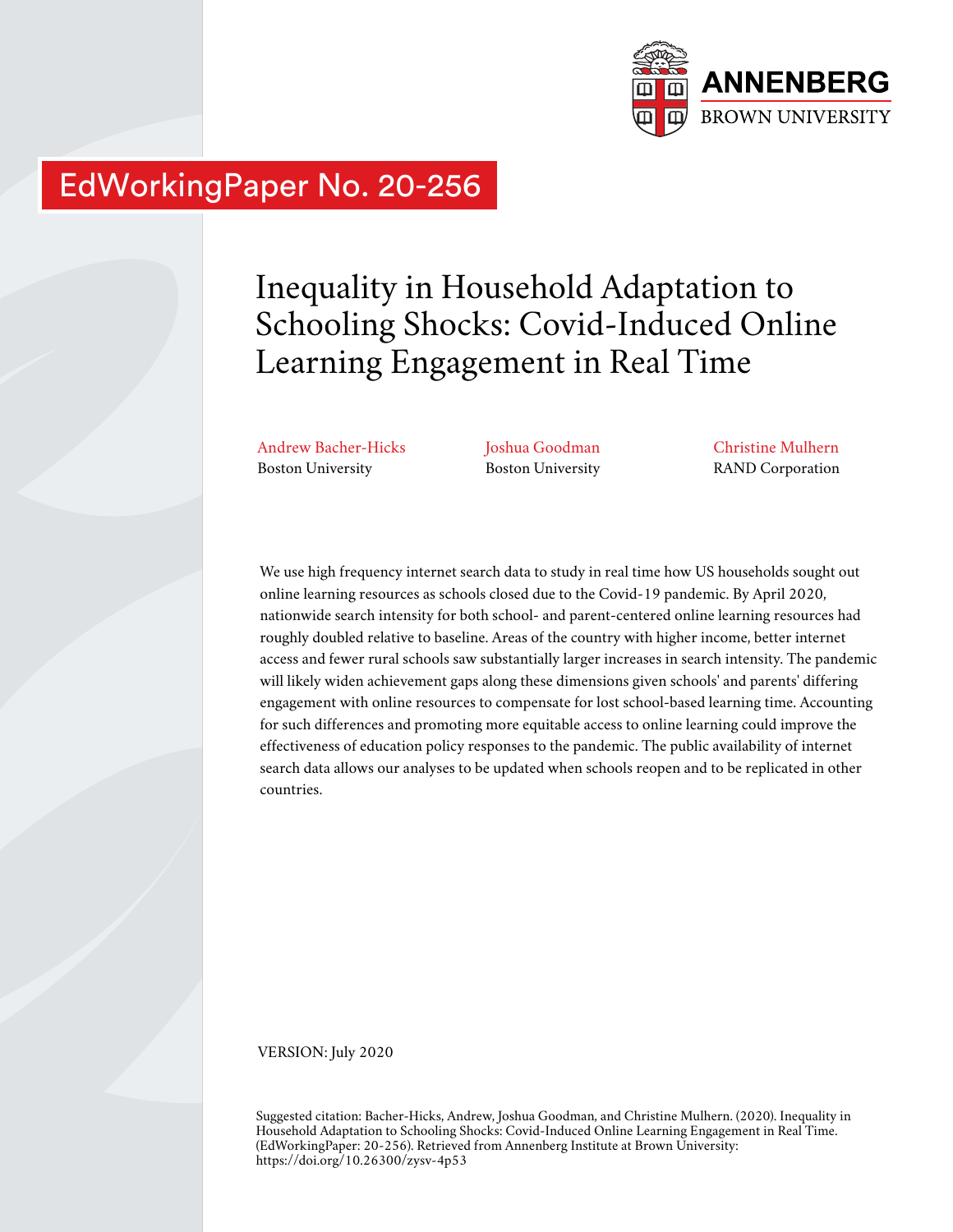ANNENBERG
BROWN UNIVERSITY

EdWorkingPaper No. 20-256

# Inequality in Household Adaptation to Schooling Shocks: Covid-Induced Online Learning Engagement in Real Time

Andrew Bacher-Hicks
Boston University

Joshua Goodman
Boston University

Christine Mulhern
RAND Corporation

We use high frequency internet search data to study in real time how US households sought out online learning resources as schools closed due to the Covid-19 pandemic. By April 2020, nationwide search intensity for both school- and parent-centered online learning resources had roughly doubled relative to baseline. Areas of the country with higher income, better internet access and fewer rural schools saw substantially larger increases in search intensity. The pandemic will likely widen achievement gaps along these dimensions given schools' and parents' differing engagement with online resources to compensate for lost school-based learning time. Accounting for such differences and promoting more equitable access to online learning could improve the effectiveness of education policy responses to the pandemic. The public availability of internet search data allows our analyses to be updated when schools reopen and to be replicated in other countries.

VERSION: July 2020

Suggested citation: Bacher-Hicks, Andrew, Joshua Goodman, and Christine Mulhern. (2020). Inequality in Household Adaptation to Schooling Shocks: Covid-Induced Online Learning Engagement in Real Time. (EdWorkingPaper: 20-256). Retrieved from Annenberg Institute at Brown University: https://doi.org/10.26300/zysv-4p53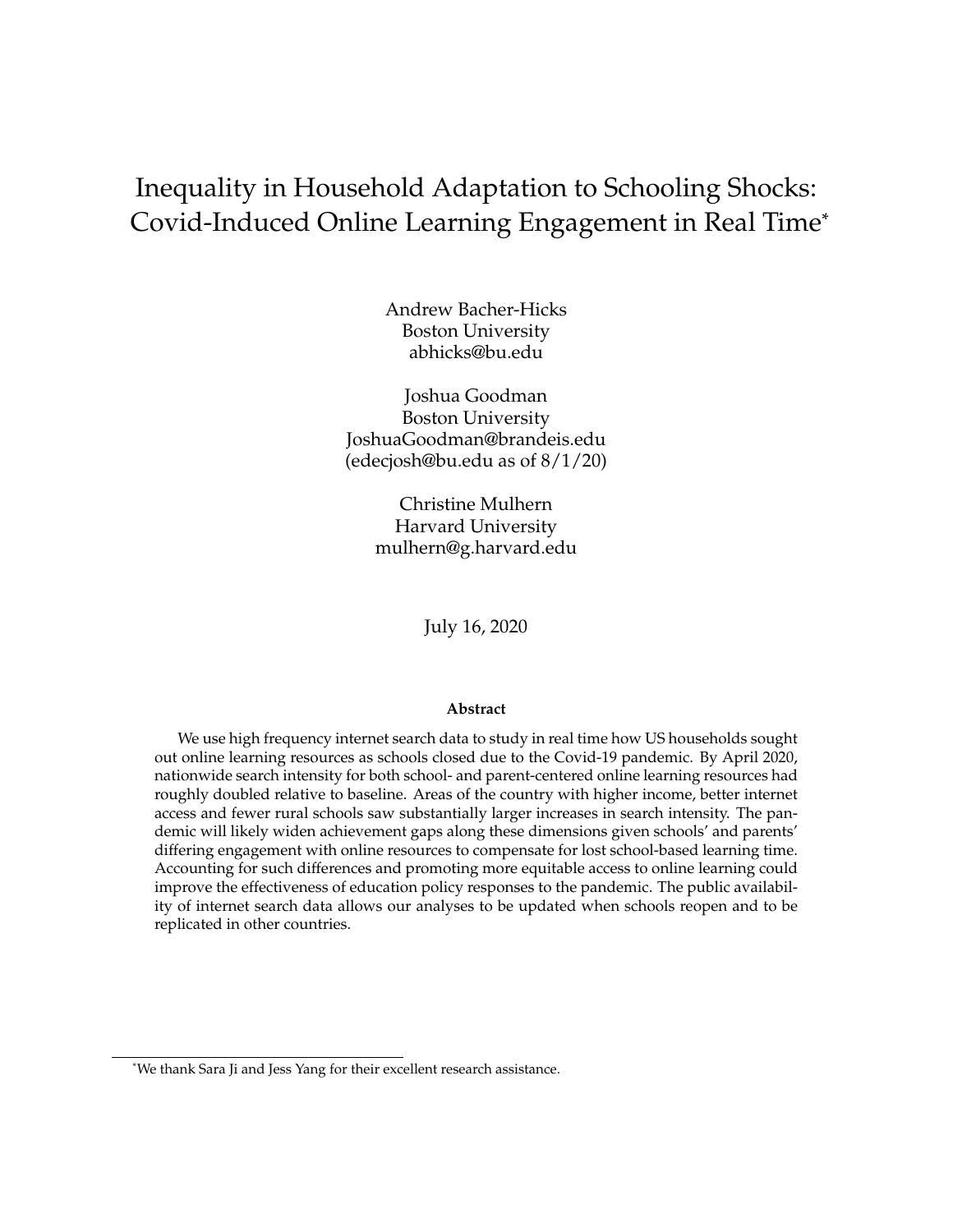# Inequality in Household Adaptation to Schooling Shocks: Covid-Induced Online Learning Engagement in Real Time[*]

Andrew Bacher-Hicks
Boston University
abhicks@bu.edu

Joshua Goodman
Boston University
JoshuaGoodman@brandeis.edu
(edecjosh@bu.edu as of 8/1/20)

Christine Mulhern
Harvard University
mulhern@g.harvard.edu

July 16, 2020

**Abstract**

We use high frequency internet search data to study in real time how US households sought out online learning resources as schools closed due to the Covid-19 pandemic. By April 2020, nationwide search intensity for both school- and parent-centered online learning resources had roughly doubled relative to baseline. Areas of the country with higher income, better internet access and fewer rural schools saw substantially larger increases in search intensity. The pandemic will likely widen achievement gaps along these dimensions given schools' and parents' differing engagement with online resources to compensate for lost school-based learning time. Accounting for such differences and promoting more equitable access to online learning could improve the effectiveness of education policy responses to the pandemic. The public availability of internet search data allows our analyses to be updated when schools reopen and to be replicated in other countries.

[*] We thank Sara Ji and Jess Yang for their excellent research assistance.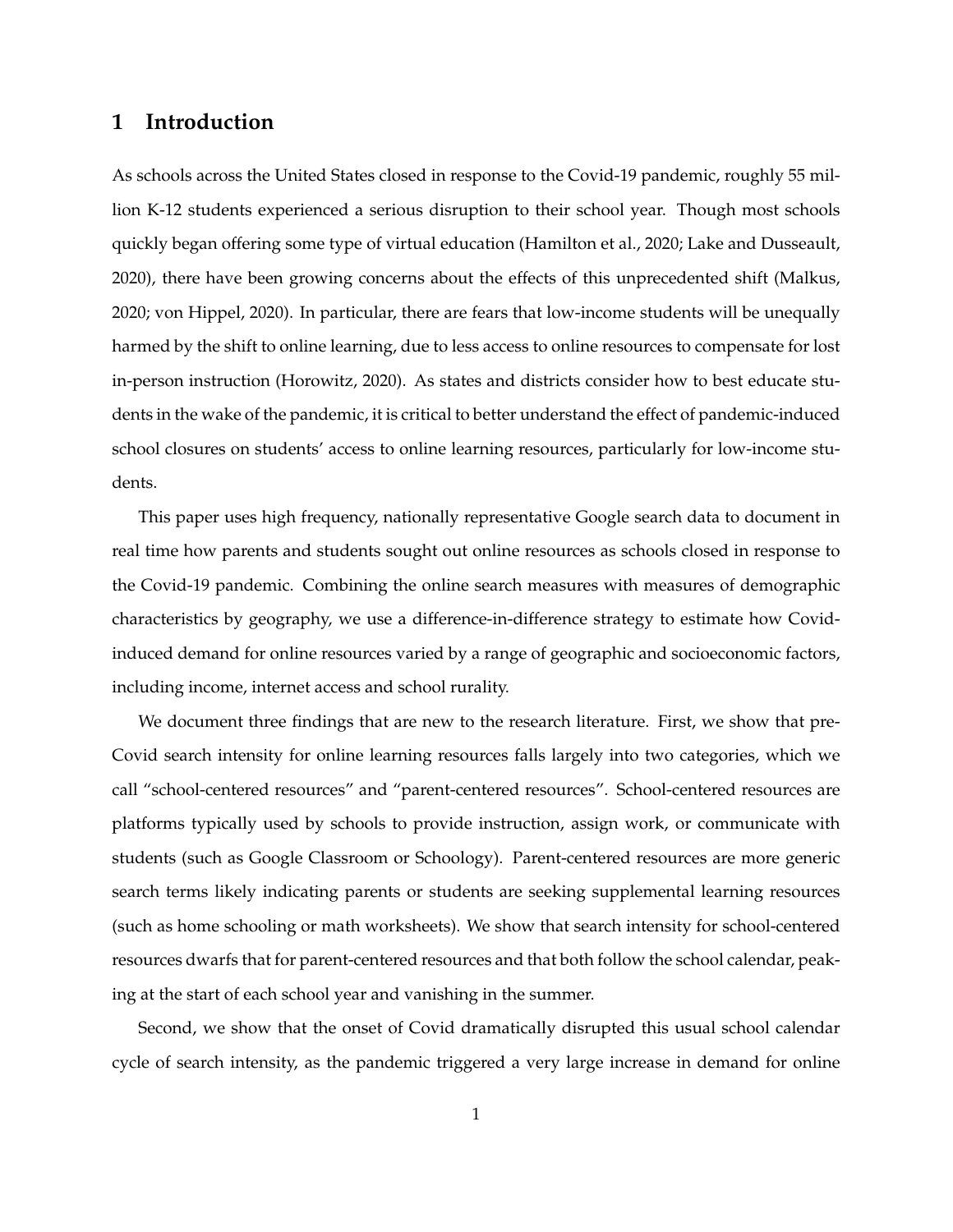# 1 Introduction

As schools across the United States closed in response to the Covid-19 pandemic, roughly 55 million K-12 students experienced a serious disruption to their school year. Though most schools quickly began offering some type of virtual education (Hamilton et al., 2020; Lake and Dusseault, 2020), there have been growing concerns about the effects of this unprecedented shift (Malkus, 2020; von Hippel, 2020). In particular, there are fears that low-income students will be unequally harmed by the shift to online learning, due to less access to online resources to compensate for lost in-person instruction (Horowitz, 2020). As states and districts consider how to best educate students in the wake of the pandemic, it is critical to better understand the effect of pandemic-induced school closures on students' access to online learning resources, particularly for low-income students.

This paper uses high frequency, nationally representative Google search data to document in real time how parents and students sought out online resources as schools closed in response to the Covid-19 pandemic. Combining the online search measures with measures of demographic characteristics by geography, we use a difference-in-difference strategy to estimate how Covid-induced demand for online resources varied by a range of geographic and socioeconomic factors, including income, internet access and school rurality.

We document three findings that are new to the research literature. First, we show that pre-Covid search intensity for online learning resources falls largely into two categories, which we call "school-centered resources" and "parent-centered resources". School-centered resources are platforms typically used by schools to provide instruction, assign work, or communicate with students (such as Google Classroom or Schoology). Parent-centered resources are more generic search terms likely indicating parents or students are seeking supplemental learning resources (such as home schooling or math worksheets). We show that search intensity for school-centered resources dwarfs that for parent-centered resources and that both follow the school calendar, peaking at the start of each school year and vanishing in the summer.

Second, we show that the onset of Covid dramatically disrupted this usual school calendar cycle of search intensity, as the pandemic triggered a very large increase in demand for online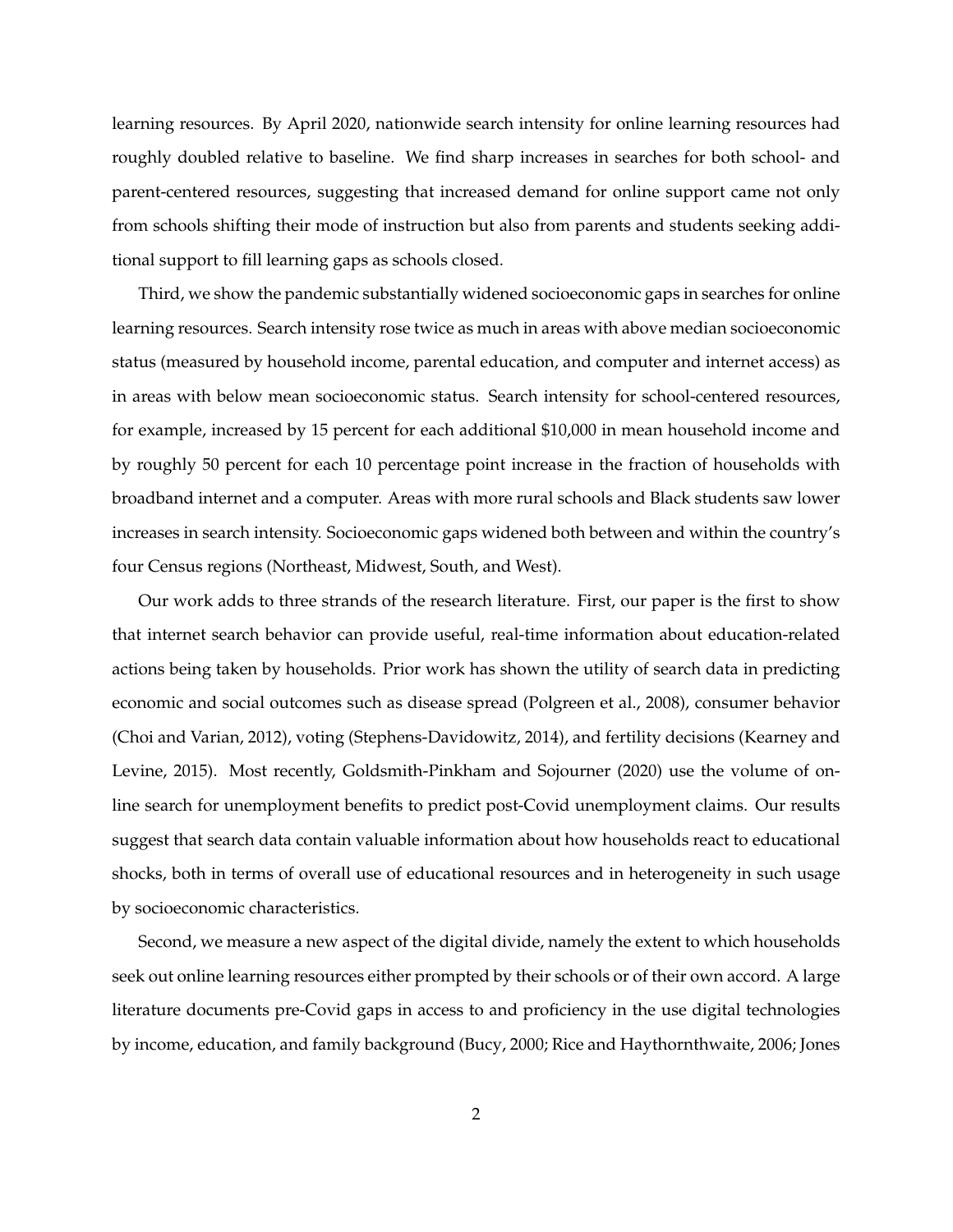learning resources. By April 2020, nationwide search intensity for online learning resources had roughly doubled relative to baseline. We find sharp increases in searches for both school- and parent-centered resources, suggesting that increased demand for online support came not only from schools shifting their mode of instruction but also from parents and students seeking additional support to fill learning gaps as schools closed.

Third, we show the pandemic substantially widened socioeconomic gaps in searches for online learning resources. Search intensity rose twice as much in areas with above median socioeconomic status (measured by household income, parental education, and computer and internet access) as in areas with below mean socioeconomic status. Search intensity for school-centered resources, for example, increased by 15 percent for each additional $10,000 in mean household income and by roughly 50 percent for each 10 percentage point increase in the fraction of households with broadband internet and a computer. Areas with more rural schools and Black students saw lower increases in search intensity. Socioeconomic gaps widened both between and within the country's four Census regions (Northeast, Midwest, South, and West).

Our work adds to three strands of the research literature. First, our paper is the first to show that internet search behavior can provide useful, real-time information about education-related actions being taken by households. Prior work has shown the utility of search data in predicting economic and social outcomes such as disease spread (Polgreen et al., 2008), consumer behavior (Choi and Varian, 2012), voting (Stephens-Davidowitz, 2014), and fertility decisions (Kearney and Levine, 2015). Most recently, Goldsmith-Pinkham and Sojourner (2020) use the volume of online search for unemployment benefits to predict post-Covid unemployment claims. Our results suggest that search data contain valuable information about how households react to educational shocks, both in terms of overall use of educational resources and in heterogeneity in such usage by socioeconomic characteristics.

Second, we measure a new aspect of the digital divide, namely the extent to which households seek out online learning resources either prompted by their schools or of their own accord. A large literature documents pre-Covid gaps in access to and proficiency in the use digital technologies by income, education, and family background (Bucy, 2000; Rice and Haythornthwaite, 2006; Jones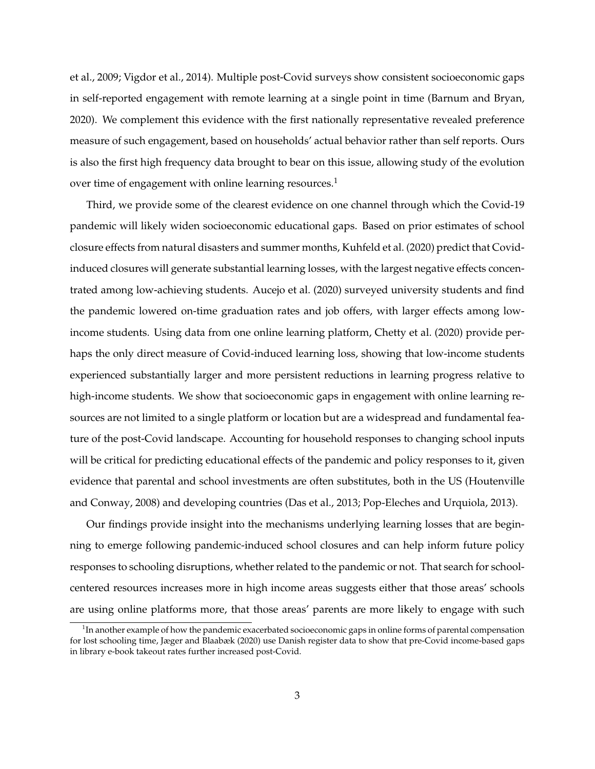et al., 2009; Vigdor et al., 2014). Multiple post-Covid surveys show consistent socioeconomic gaps in self-reported engagement with remote learning at a single point in time (Barnum and Bryan, 2020). We complement this evidence with the first nationally representative revealed preference measure of such engagement, based on households' actual behavior rather than self reports. Ours is also the first high frequency data brought to bear on this issue, allowing study of the evolution over time of engagement with online learning resources.[1]

Third, we provide some of the clearest evidence on one channel through which the Covid-19 pandemic will likely widen socioeconomic educational gaps. Based on prior estimates of school closure effects from natural disasters and summer months, Kuhfeld et al. (2020) predict that Covid-induced closures will generate substantial learning losses, with the largest negative effects concentrated among low-achieving students. Aucejo et al. (2020) surveyed university students and find the pandemic lowered on-time graduation rates and job offers, with larger effects among low-income students. Using data from one online learning platform, Chetty et al. (2020) provide perhaps the only direct measure of Covid-induced learning loss, showing that low-income students experienced substantially larger and more persistent reductions in learning progress relative to high-income students. We show that socioeconomic gaps in engagement with online learning resources are not limited to a single platform or location but are a widespread and fundamental feature of the post-Covid landscape. Accounting for household responses to changing school inputs will be critical for predicting educational effects of the pandemic and policy responses to it, given evidence that parental and school investments are often substitutes, both in the US (Houtenville and Conway, 2008) and developing countries (Das et al., 2013; Pop-Eleches and Urquiola, 2013).

Our findings provide insight into the mechanisms underlying learning losses that are beginning to emerge following pandemic-induced school closures and can help inform future policy responses to schooling disruptions, whether related to the pandemic or not. That search for school-centered resources increases more in high income areas suggests either that those areas' schools are using online platforms more, that those areas' parents are more likely to engage with such

[1] In another example of how the pandemic exacerbated socioeconomic gaps in online forms of parental compensation for lost schooling time, Jæger and Blaabæk (2020) use Danish register data to show that pre-Covid income-based gaps in library e-book takeout rates further increased post-Covid.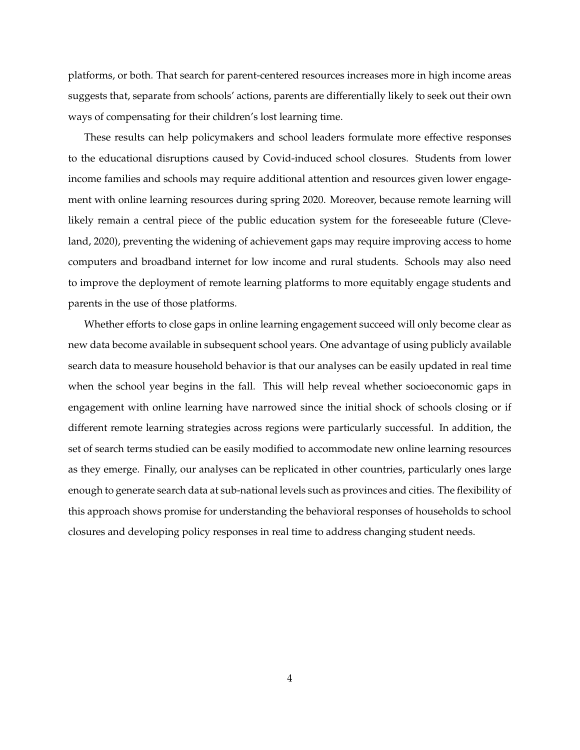platforms, or both. That search for parent-centered resources increases more in high income areas suggests that, separate from schools' actions, parents are differentially likely to seek out their own ways of compensating for their children's lost learning time.

These results can help policymakers and school leaders formulate more effective responses to the educational disruptions caused by Covid-induced school closures. Students from lower income families and schools may require additional attention and resources given lower engagement with online learning resources during spring 2020. Moreover, because remote learning will likely remain a central piece of the public education system for the foreseeable future (Cleveland, 2020), preventing the widening of achievement gaps may require improving access to home computers and broadband internet for low income and rural students. Schools may also need to improve the deployment of remote learning platforms to more equitably engage students and parents in the use of those platforms.

Whether efforts to close gaps in online learning engagement succeed will only become clear as new data become available in subsequent school years. One advantage of using publicly available search data to measure household behavior is that our analyses can be easily updated in real time when the school year begins in the fall. This will help reveal whether socioeconomic gaps in engagement with online learning have narrowed since the initial shock of schools closing or if different remote learning strategies across regions were particularly successful. In addition, the set of search terms studied can be easily modified to accommodate new online learning resources as they emerge. Finally, our analyses can be replicated in other countries, particularly ones large enough to generate search data at sub-national levels such as provinces and cities. The flexibility of this approach shows promise for understanding the behavioral responses of households to school closures and developing policy responses in real time to address changing student needs.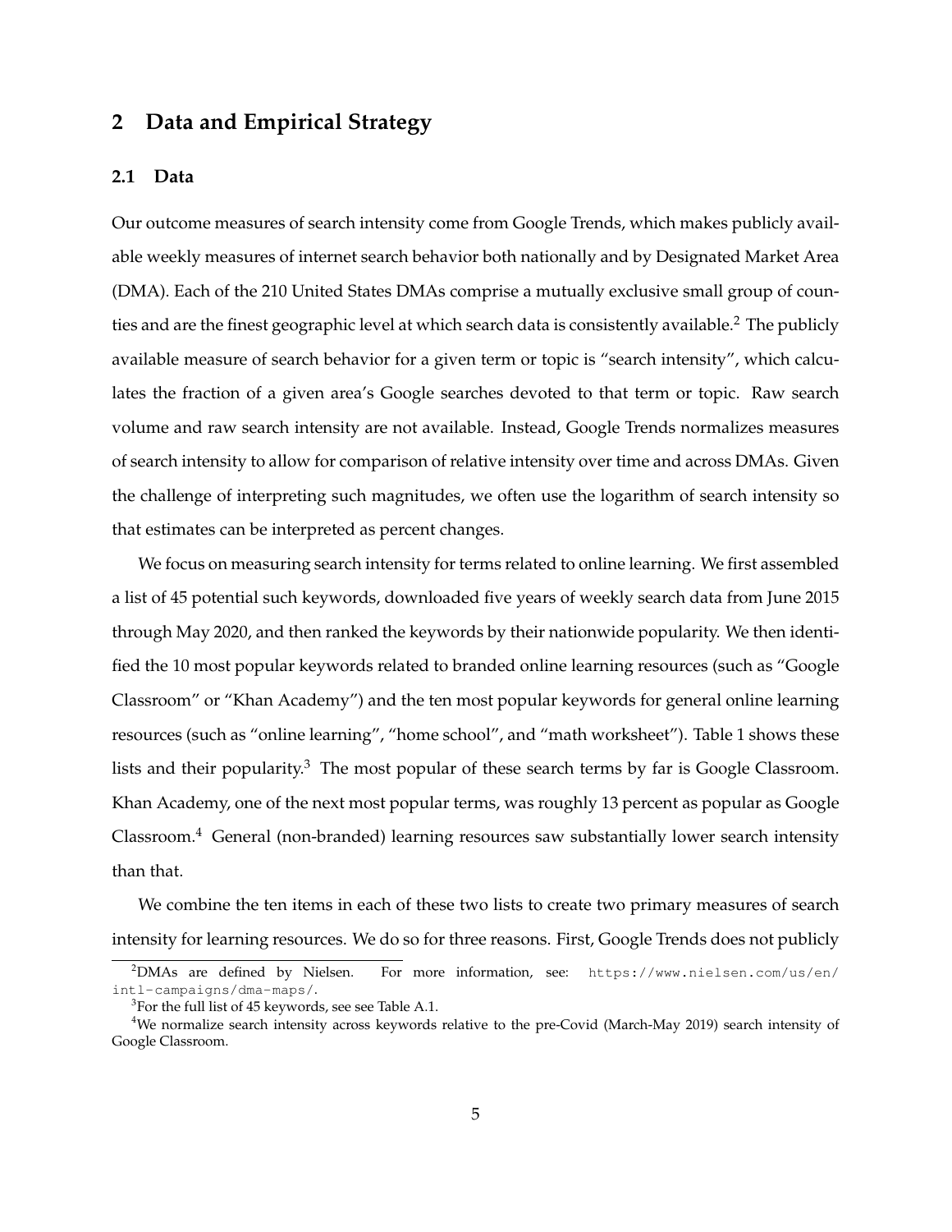## 2 Data and Empirical Strategy

### 2.1 Data

Our outcome measures of search intensity come from Google Trends, which makes publicly available weekly measures of internet search behavior both nationally and by Designated Market Area (DMA). Each of the 210 United States DMAs comprise a mutually exclusive small group of counties and are the finest geographic level at which search data is consistently available.[2] The publicly available measure of search behavior for a given term or topic is "search intensity", which calculates the fraction of a given area's Google searches devoted to that term or topic. Raw search volume and raw search intensity are not available. Instead, Google Trends normalizes measures of search intensity to allow for comparison of relative intensity over time and across DMAs. Given the challenge of interpreting such magnitudes, we often use the logarithm of search intensity so that estimates can be interpreted as percent changes.

We focus on measuring search intensity for terms related to online learning. We first assembled a list of 45 potential such keywords, downloaded five years of weekly search data from June 2015 through May 2020, and then ranked the keywords by their nationwide popularity. We then identified the 10 most popular keywords related to branded online learning resources (such as "Google Classroom" or "Khan Academy") and the ten most popular keywords for general online learning resources (such as "online learning", "home school", and "math worksheet"). Table 1 shows these lists and their popularity.[3] The most popular of these search terms by far is Google Classroom. Khan Academy, one of the next most popular terms, was roughly 13 percent as popular as Google Classroom.[4] General (non-branded) learning resources saw substantially lower search intensity than that.

We combine the ten items in each of these two lists to create two primary measures of search intensity for learning resources. We do so for three reasons. First, Google Trends does not publicly

[2] DMAs are defined by Nielsen. For more information, see: https://www.nielsen.com/us/en/intl-campaigns/dma-maps/.

[3] For the full list of 45 keywords, see see Table A.1.

[4] We normalize search intensity across keywords relative to the pre-Covid (March-May 2019) search intensity of Google Classroom.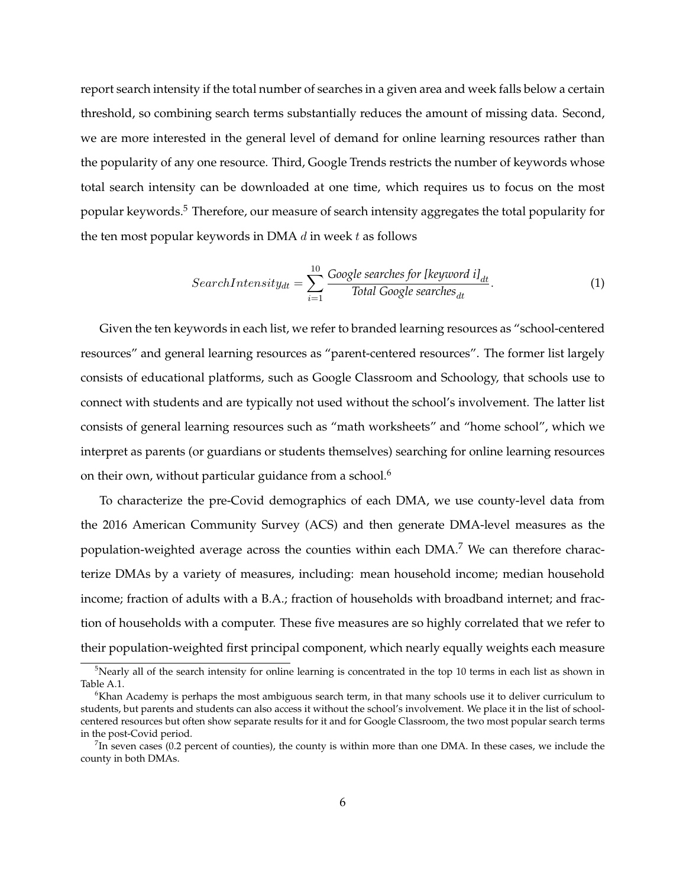report search intensity if the total number of searches in a given area and week falls below a certain threshold, so combining search terms substantially reduces the amount of missing data. Second, we are more interested in the general level of demand for online learning resources rather than the popularity of any one resource. Third, Google Trends restricts the number of keywords whose total search intensity can be downloaded at one time, which requires us to focus on the most popular keywords.[5] Therefore, our measure of search intensity aggregates the total popularity for the ten most popular keywords in DMA $d$ in week $t$ as follows

$$SearchIntensity_{dt} = \sum_{i=1}^{10} \frac{\textit{Google searches for [keyword i]}_{dt}}{\textit{Total Google searches}_{dt}}. \tag{1}$$

Given the ten keywords in each list, we refer to branded learning resources as "school-centered resources" and general learning resources as "parent-centered resources". The former list largely consists of educational platforms, such as Google Classroom and Schoology, that schools use to connect with students and are typically not used without the school's involvement. The latter list consists of general learning resources such as "math worksheets" and "home school", which we interpret as parents (or guardians or students themselves) searching for online learning resources on their own, without particular guidance from a school.[6]

To characterize the pre-Covid demographics of each DMA, we use county-level data from the 2016 American Community Survey (ACS) and then generate DMA-level measures as the population-weighted average across the counties within each DMA.[7] We can therefore characterize DMAs by a variety of measures, including: mean household income; median household income; fraction of adults with a B.A.; fraction of households with broadband internet; and fraction of households with a computer. These five measures are so highly correlated that we refer to their population-weighted first principal component, which nearly equally weights each measure

---

[5] Nearly all of the search intensity for online learning is concentrated in the top 10 terms in each list as shown in Table A.1.

[6] Khan Academy is perhaps the most ambiguous search term, in that many schools use it to deliver curriculum to students, but parents and students can also access it without the school's involvement. We place it in the list of school-centered resources but often show separate results for it and for Google Classroom, the two most popular search terms in the post-Covid period.

[7] In seven cases (0.2 percent of counties), the county is within more than one DMA. In these cases, we include the county in both DMAs.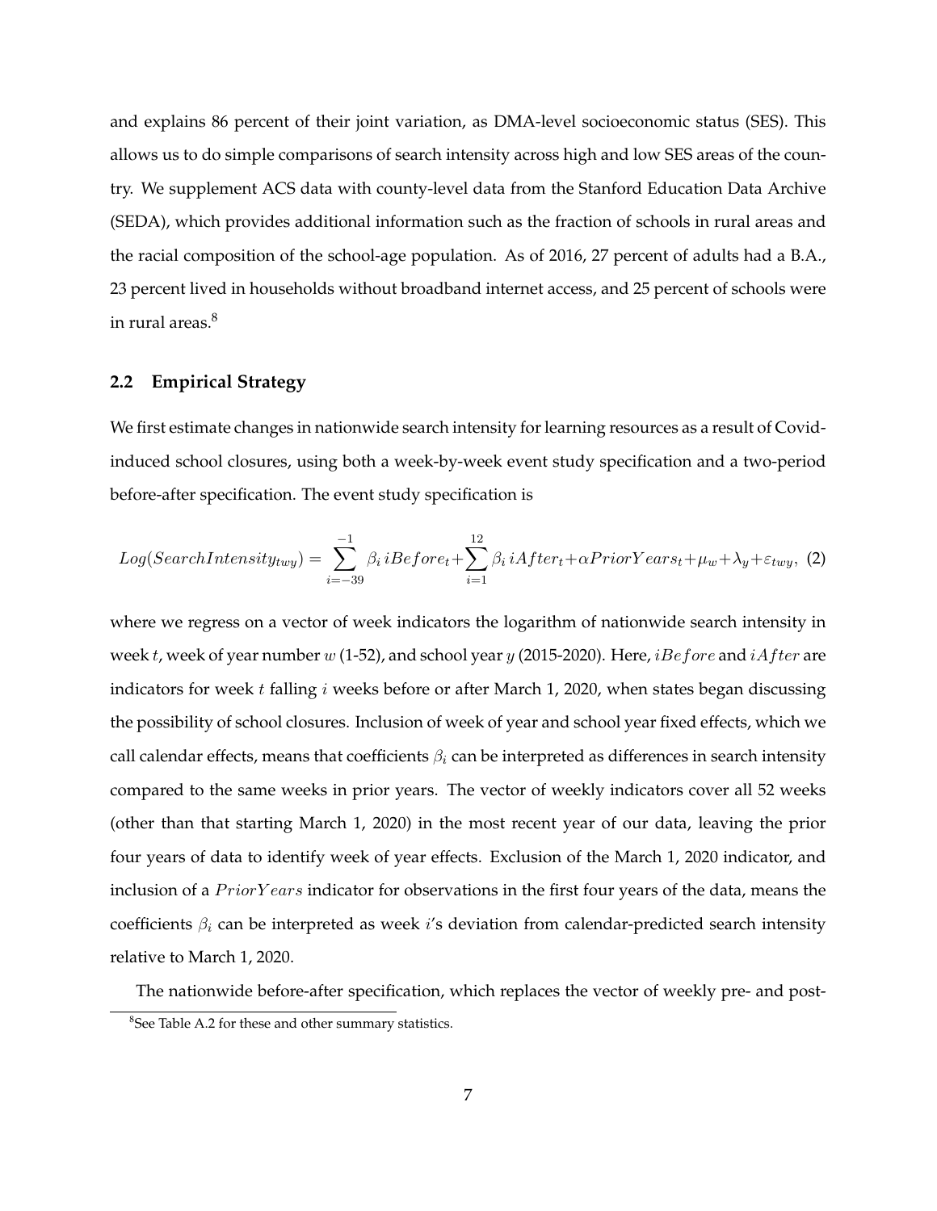and explains 86 percent of their joint variation, as DMA-level socioeconomic status (SES). This allows us to do simple comparisons of search intensity across high and low SES areas of the country. We supplement ACS data with county-level data from the Stanford Education Data Archive (SEDA), which provides additional information such as the fraction of schools in rural areas and the racial composition of the school-age population. As of 2016, 27 percent of adults had a B.A., 23 percent lived in households without broadband internet access, and 25 percent of schools were in rural areas.[8]

### 2.2 Empirical Strategy

We first estimate changes in nationwide search intensity for learning resources as a result of Covid-induced school closures, using both a week-by-week event study specification and a two-period before-after specification. The event study specification is

$$Log(SearchIntensity_{twy}) = \sum_{i=-39}^{-1} \beta_i \, iBefore_t + \sum_{i=1}^{12} \beta_i \, iAfter_t + \alpha PriorYears_t + \mu_w + \lambda_y + \varepsilon_{twy}, \quad (2)$$

where we regress on a vector of week indicators the logarithm of nationwide search intensity in week $t$, week of year number $w$ (1-52), and school year $y$ (2015-2020). Here, $iBefore$ and $iAfter$ are indicators for week $t$ falling $i$ weeks before or after March 1, 2020, when states began discussing the possibility of school closures. Inclusion of week of year and school year fixed effects, which we call calendar effects, means that coefficients $\beta_i$ can be interpreted as differences in search intensity compared to the same weeks in prior years. The vector of weekly indicators cover all 52 weeks (other than that starting March 1, 2020) in the most recent year of our data, leaving the prior four years of data to identify week of year effects. Exclusion of the March 1, 2020 indicator, and inclusion of a $PriorYears$ indicator for observations in the first four years of the data, means the coefficients $\beta_i$ can be interpreted as week $i$'s deviation from calendar-predicted search intensity relative to March 1, 2020.

The nationwide before-after specification, which replaces the vector of weekly pre- and post-

[8]See Table A.2 for these and other summary statistics.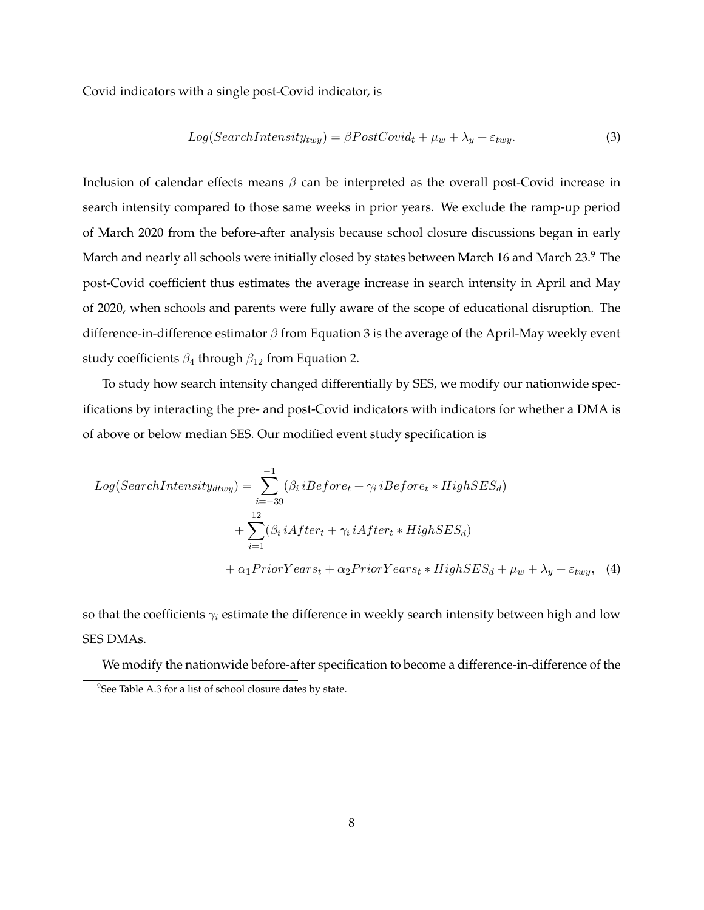Covid indicators with a single post-Covid indicator, is

$$Log(SearchIntensity_{twy}) = \beta PostCovid_t + \mu_w + \lambda_y + \varepsilon_{twy}. \tag{3}$$

Inclusion of calendar effects means $\beta$ can be interpreted as the overall post-Covid increase in search intensity compared to those same weeks in prior years. We exclude the ramp-up period of March 2020 from the before-after analysis because school closure discussions began in early March and nearly all schools were initially closed by states between March 16 and March 23.[9] The post-Covid coefficient thus estimates the average increase in search intensity in April and May of 2020, when schools and parents were fully aware of the scope of educational disruption. The difference-in-difference estimator $\beta$ from Equation 3 is the average of the April-May weekly event study coefficients $\beta_4$ through $\beta_{12}$ from Equation 2.

To study how search intensity changed differentially by SES, we modify our nationwide specifications by interacting the pre- and post-Covid indicators with indicators for whether a DMA is of above or below median SES. Our modified event study specification is

$$\begin{aligned}
Log(SearchIntensity_{dtwy}) = &\sum_{i=-39}^{-1} (\beta_i \, iBefore_t + \gamma_i \, iBefore_t * HighSES_d) \\
&+ \sum_{i=1}^{12} (\beta_i \, iAfter_t + \gamma_i \, iAfter_t * HighSES_d) \\
&+ \alpha_1 PriorYears_t + \alpha_2 PriorYears_t * HighSES_d + \mu_w + \lambda_y + \varepsilon_{twy}, \quad (4)
\end{aligned}$$

so that the coefficients $\gamma_i$ estimate the difference in weekly search intensity between high and low SES DMAs.

We modify the nationwide before-after specification to become a difference-in-difference of the

[9] See Table A.3 for a list of school closure dates by state.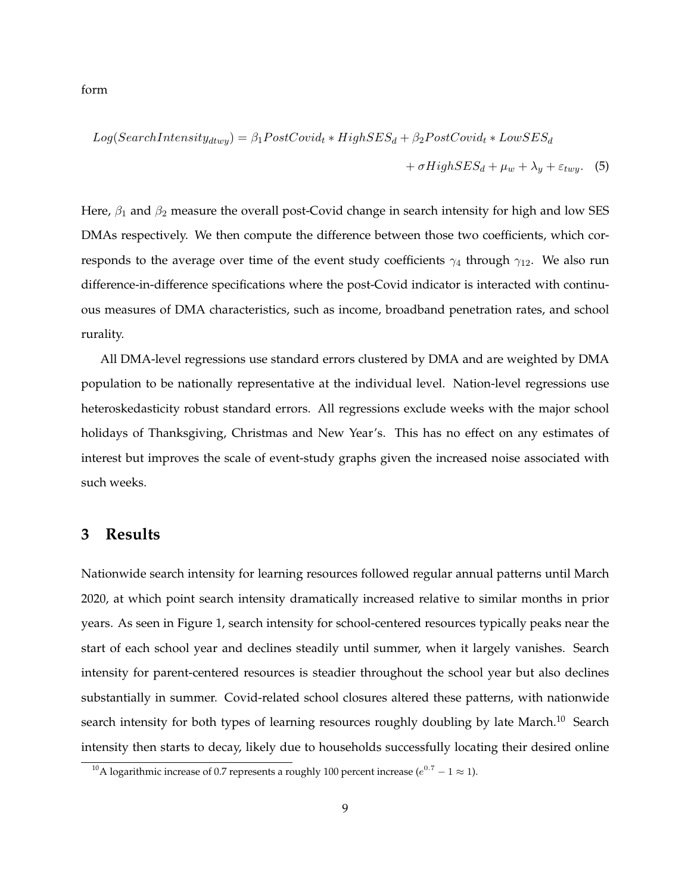form

$$Log(SearchIntensity_{dtwy}) = \beta_1 PostCovid_t * HighSES_d + \beta_2 PostCovid_t * LowSES_d + \sigma HighSES_d + \mu_w + \lambda_y + \varepsilon_{twy}. \quad (5)$$

Here, $\beta_1$ and $\beta_2$ measure the overall post-Covid change in search intensity for high and low SES DMAs respectively. We then compute the difference between those two coefficients, which corresponds to the average over time of the event study coefficients $\gamma_4$ through $\gamma_{12}$. We also run difference-in-difference specifications where the post-Covid indicator is interacted with continuous measures of DMA characteristics, such as income, broadband penetration rates, and school rurality.

All DMA-level regressions use standard errors clustered by DMA and are weighted by DMA population to be nationally representative at the individual level. Nation-level regressions use heteroskedasticity robust standard errors. All regressions exclude weeks with the major school holidays of Thanksgiving, Christmas and New Year's. This has no effect on any estimates of interest but improves the scale of event-study graphs given the increased noise associated with such weeks.

## 3 Results

Nationwide search intensity for learning resources followed regular annual patterns until March 2020, at which point search intensity dramatically increased relative to similar months in prior years. As seen in Figure 1, search intensity for school-centered resources typically peaks near the start of each school year and declines steadily until summer, when it largely vanishes. Search intensity for parent-centered resources is steadier throughout the school year but also declines substantially in summer. Covid-related school closures altered these patterns, with nationwide search intensity for both types of learning resources roughly doubling by late March.[10] Search intensity then starts to decay, likely due to households successfully locating their desired online

[10] A logarithmic increase of 0.7 represents a roughly 100 percent increase ($e^{0.7} - 1 \approx 1$).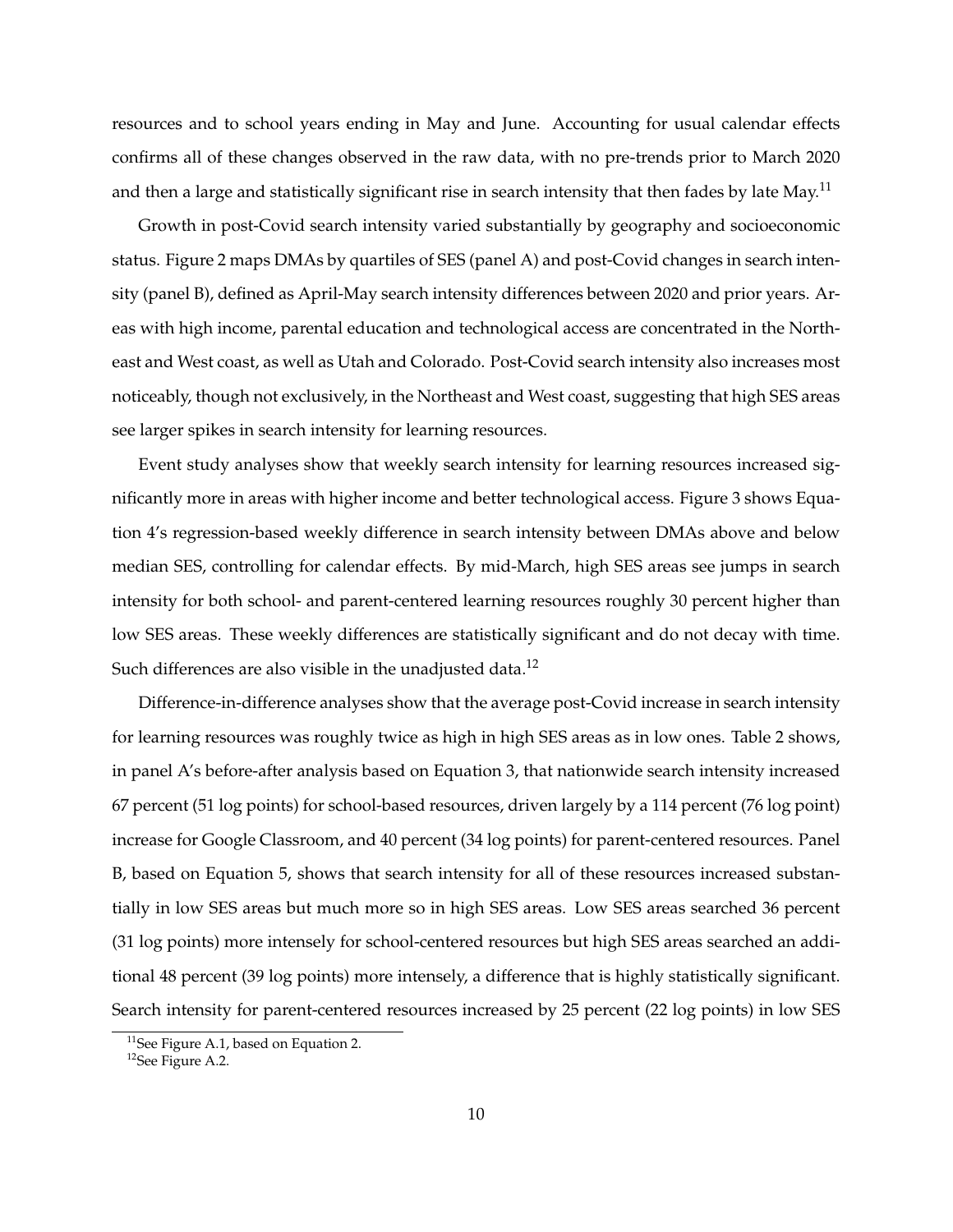resources and to school years ending in May and June. Accounting for usual calendar effects confirms all of these changes observed in the raw data, with no pre-trends prior to March 2020 and then a large and statistically significant rise in search intensity that then fades by late May.[11]

Growth in post-Covid search intensity varied substantially by geography and socioeconomic status. Figure 2 maps DMAs by quartiles of SES (panel A) and post-Covid changes in search intensity (panel B), defined as April-May search intensity differences between 2020 and prior years. Areas with high income, parental education and technological access are concentrated in the Northeast and West coast, as well as Utah and Colorado. Post-Covid search intensity also increases most noticeably, though not exclusively, in the Northeast and West coast, suggesting that high SES areas see larger spikes in search intensity for learning resources.

Event study analyses show that weekly search intensity for learning resources increased significantly more in areas with higher income and better technological access. Figure 3 shows Equation 4's regression-based weekly difference in search intensity between DMAs above and below median SES, controlling for calendar effects. By mid-March, high SES areas see jumps in search intensity for both school- and parent-centered learning resources roughly 30 percent higher than low SES areas. These weekly differences are statistically significant and do not decay with time. Such differences are also visible in the unadjusted data.[12]

Difference-in-difference analyses show that the average post-Covid increase in search intensity for learning resources was roughly twice as high in high SES areas as in low ones. Table 2 shows, in panel A's before-after analysis based on Equation 3, that nationwide search intensity increased 67 percent (51 log points) for school-based resources, driven largely by a 114 percent (76 log point) increase for Google Classroom, and 40 percent (34 log points) for parent-centered resources. Panel B, based on Equation 5, shows that search intensity for all of these resources increased substantially in low SES areas but much more so in high SES areas. Low SES areas searched 36 percent (31 log points) more intensely for school-centered resources but high SES areas searched an additional 48 percent (39 log points) more intensely, a difference that is highly statistically significant. Search intensity for parent-centered resources increased by 25 percent (22 log points) in low SES

[11] See Figure A.1, based on Equation 2.

[12] See Figure A.2.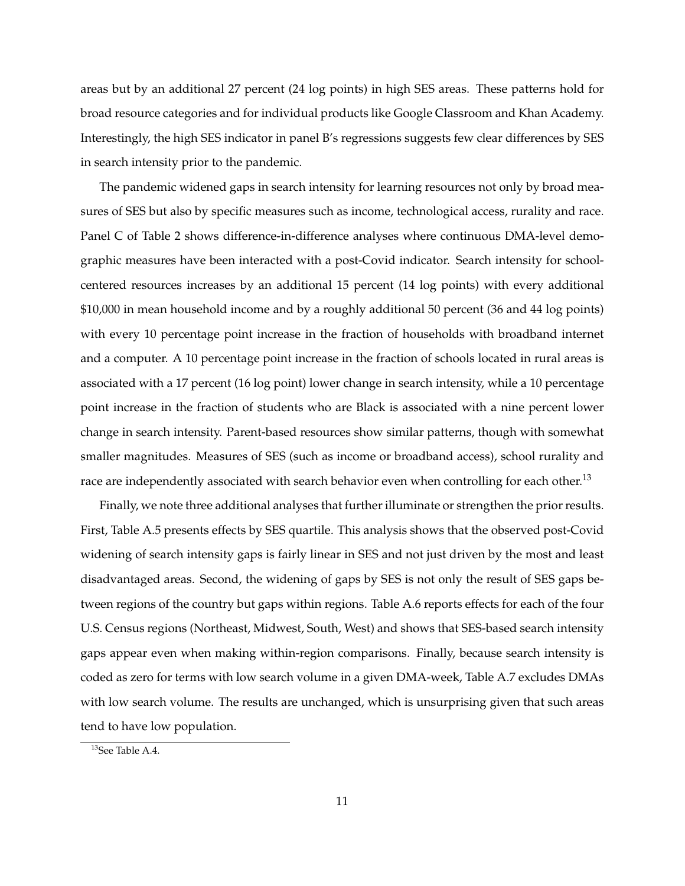areas but by an additional 27 percent (24 log points) in high SES areas. These patterns hold for broad resource categories and for individual products like Google Classroom and Khan Academy. Interestingly, the high SES indicator in panel B's regressions suggests few clear differences by SES in search intensity prior to the pandemic.

The pandemic widened gaps in search intensity for learning resources not only by broad measures of SES but also by specific measures such as income, technological access, rurality and race. Panel C of Table 2 shows difference-in-difference analyses where continuous DMA-level demographic measures have been interacted with a post-Covid indicator. Search intensity for school-centered resources increases by an additional 15 percent (14 log points) with every additional $10,000 in mean household income and by a roughly additional 50 percent (36 and 44 log points) with every 10 percentage point increase in the fraction of households with broadband internet and a computer. A 10 percentage point increase in the fraction of schools located in rural areas is associated with a 17 percent (16 log point) lower change in search intensity, while a 10 percentage point increase in the fraction of students who are Black is associated with a nine percent lower change in search intensity. Parent-based resources show similar patterns, though with somewhat smaller magnitudes. Measures of SES (such as income or broadband access), school rurality and race are independently associated with search behavior even when controlling for each other.[13]

Finally, we note three additional analyses that further illuminate or strengthen the prior results. First, Table A.5 presents effects by SES quartile. This analysis shows that the observed post-Covid widening of search intensity gaps is fairly linear in SES and not just driven by the most and least disadvantaged areas. Second, the widening of gaps by SES is not only the result of SES gaps between regions of the country but gaps within regions. Table A.6 reports effects for each of the four U.S. Census regions (Northeast, Midwest, South, West) and shows that SES-based search intensity gaps appear even when making within-region comparisons. Finally, because search intensity is coded as zero for terms with low search volume in a given DMA-week, Table A.7 excludes DMAs with low search volume. The results are unchanged, which is unsurprising given that such areas tend to have low population.

[13]See Table A.4.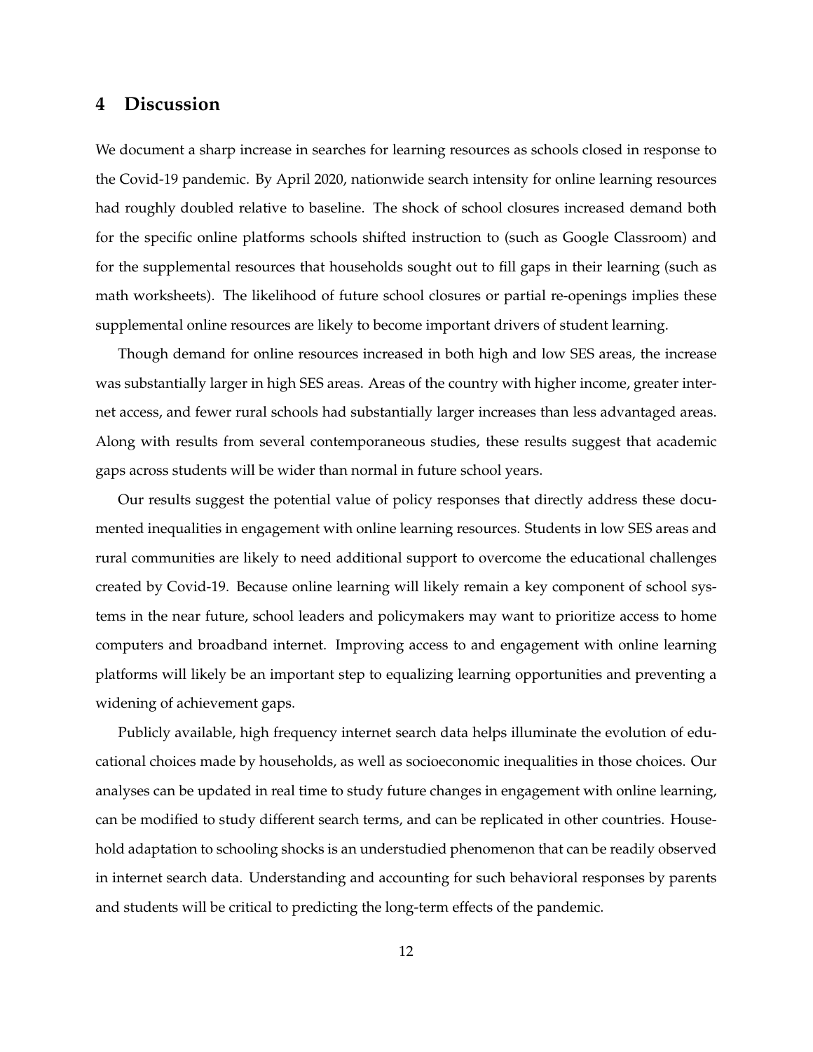## 4 Discussion

We document a sharp increase in searches for learning resources as schools closed in response to the Covid-19 pandemic. By April 2020, nationwide search intensity for online learning resources had roughly doubled relative to baseline. The shock of school closures increased demand both for the specific online platforms schools shifted instruction to (such as Google Classroom) and for the supplemental resources that households sought out to fill gaps in their learning (such as math worksheets). The likelihood of future school closures or partial re-openings implies these supplemental online resources are likely to become important drivers of student learning.

Though demand for online resources increased in both high and low SES areas, the increase was substantially larger in high SES areas. Areas of the country with higher income, greater internet access, and fewer rural schools had substantially larger increases than less advantaged areas. Along with results from several contemporaneous studies, these results suggest that academic gaps across students will be wider than normal in future school years.

Our results suggest the potential value of policy responses that directly address these documented inequalities in engagement with online learning resources. Students in low SES areas and rural communities are likely to need additional support to overcome the educational challenges created by Covid-19. Because online learning will likely remain a key component of school systems in the near future, school leaders and policymakers may want to prioritize access to home computers and broadband internet. Improving access to and engagement with online learning platforms will likely be an important step to equalizing learning opportunities and preventing a widening of achievement gaps.

Publicly available, high frequency internet search data helps illuminate the evolution of educational choices made by households, as well as socioeconomic inequalities in those choices. Our analyses can be updated in real time to study future changes in engagement with online learning, can be modified to study different search terms, and can be replicated in other countries. Household adaptation to schooling shocks is an understudied phenomenon that can be readily observed in internet search data. Understanding and accounting for such behavioral responses by parents and students will be critical to predicting the long-term effects of the pandemic.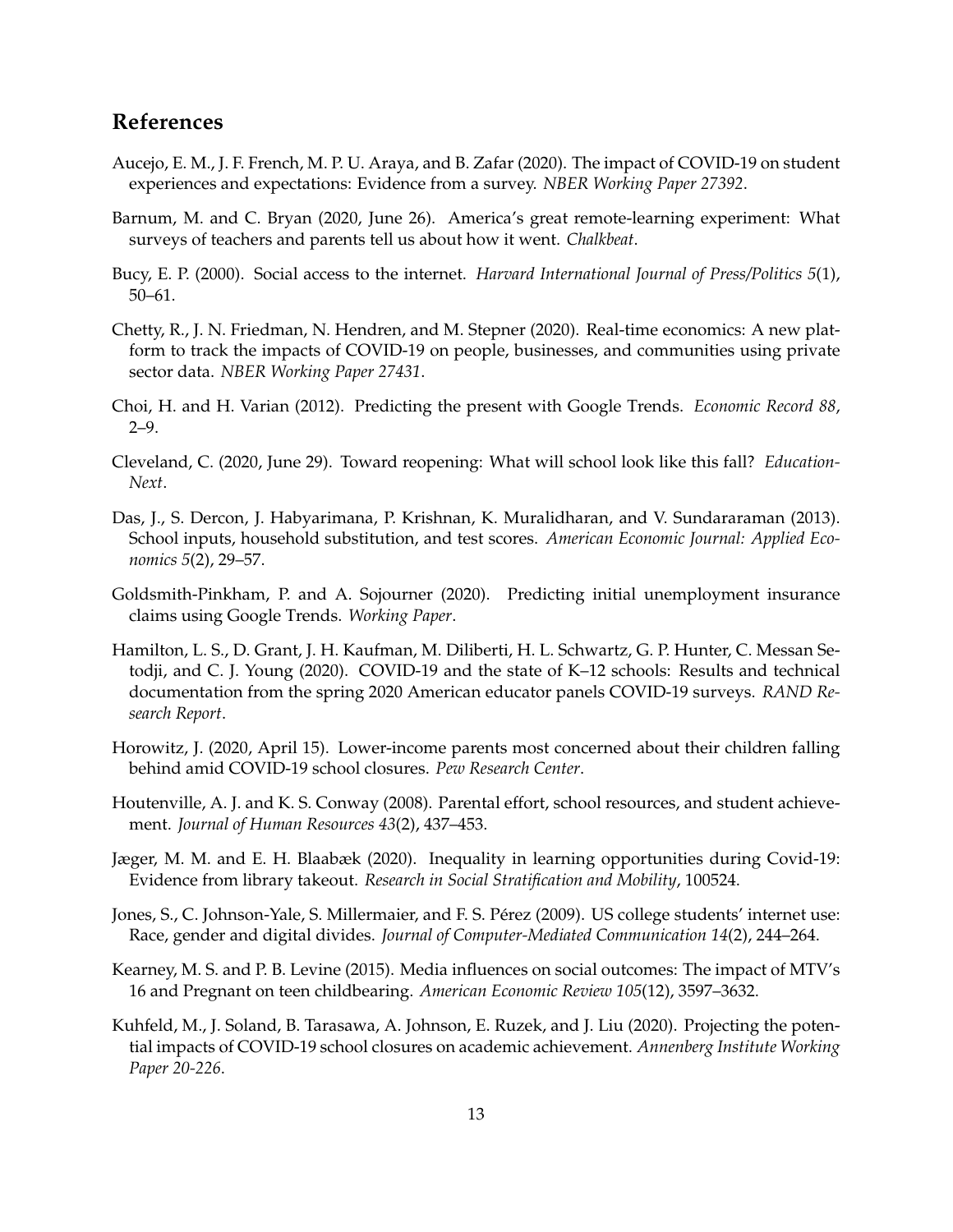## References

Aucejo, E. M., J. F. French, M. P. U. Araya, and B. Zafar (2020). The impact of COVID-19 on student experiences and expectations: Evidence from a survey. *NBER Working Paper 27392*.

Barnum, M. and C. Bryan (2020, June 26). America's great remote-learning experiment: What surveys of teachers and parents tell us about how it went. *Chalkbeat*.

Bucy, E. P. (2000). Social access to the internet. *Harvard International Journal of Press/Politics 5*(1), 50–61.

Chetty, R., J. N. Friedman, N. Hendren, and M. Stepner (2020). Real-time economics: A new platform to track the impacts of COVID-19 on people, businesses, and communities using private sector data. *NBER Working Paper 27431*.

Choi, H. and H. Varian (2012). Predicting the present with Google Trends. *Economic Record 88*, 2–9.

Cleveland, C. (2020, June 29). Toward reopening: What will school look like this fall? *Education-Next*.

Das, J., S. Dercon, J. Habyarimana, P. Krishnan, K. Muralidharan, and V. Sundararaman (2013). School inputs, household substitution, and test scores. *American Economic Journal: Applied Economics 5*(2), 29–57.

Goldsmith-Pinkham, P. and A. Sojourner (2020). Predicting initial unemployment insurance claims using Google Trends. *Working Paper*.

Hamilton, L. S., D. Grant, J. H. Kaufman, M. Diliberti, H. L. Schwartz, G. P. Hunter, C. Messan Setodji, and C. J. Young (2020). COVID-19 and the state of K–12 schools: Results and technical documentation from the spring 2020 American educator panels COVID-19 surveys. *RAND Research Report*.

Horowitz, J. (2020, April 15). Lower-income parents most concerned about their children falling behind amid COVID-19 school closures. *Pew Research Center*.

Houtenville, A. J. and K. S. Conway (2008). Parental effort, school resources, and student achievement. *Journal of Human Resources 43*(2), 437–453.

Jæger, M. M. and E. H. Blaabæk (2020). Inequality in learning opportunities during Covid-19: Evidence from library takeout. *Research in Social Stratification and Mobility*, 100524.

Jones, S., C. Johnson-Yale, S. Millermaier, and F. S. Pérez (2009). US college students' internet use: Race, gender and digital divides. *Journal of Computer-Mediated Communication 14*(2), 244–264.

Kearney, M. S. and P. B. Levine (2015). Media influences on social outcomes: The impact of MTV's 16 and Pregnant on teen childbearing. *American Economic Review 105*(12), 3597–3632.

Kuhfeld, M., J. Soland, B. Tarasawa, A. Johnson, E. Ruzek, and J. Liu (2020). Projecting the potential impacts of COVID-19 school closures on academic achievement. *Annenberg Institute Working Paper 20-226*.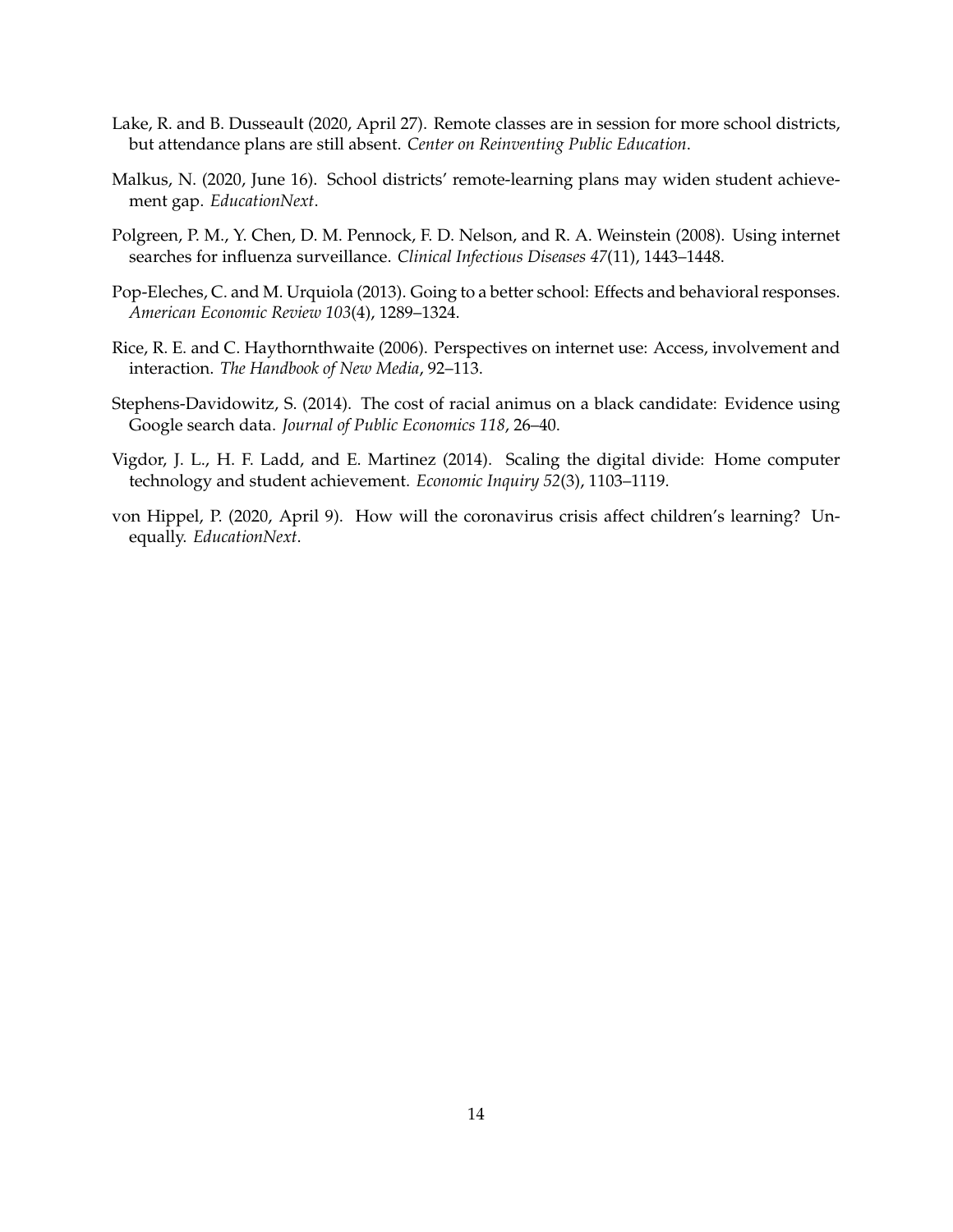Lake, R. and B. Dusseault (2020, April 27). Remote classes are in session for more school districts, but attendance plans are still absent. *Center on Reinventing Public Education*.

Malkus, N. (2020, June 16). School districts' remote-learning plans may widen student achievement gap. *EducationNext*.

Polgreen, P. M., Y. Chen, D. M. Pennock, F. D. Nelson, and R. A. Weinstein (2008). Using internet searches for influenza surveillance. *Clinical Infectious Diseases 47*(11), 1443–1448.

Pop-Eleches, C. and M. Urquiola (2013). Going to a better school: Effects and behavioral responses. *American Economic Review 103*(4), 1289–1324.

Rice, R. E. and C. Haythornthwaite (2006). Perspectives on internet use: Access, involvement and interaction. *The Handbook of New Media*, 92–113.

Stephens-Davidowitz, S. (2014). The cost of racial animus on a black candidate: Evidence using Google search data. *Journal of Public Economics 118*, 26–40.

Vigdor, J. L., H. F. Ladd, and E. Martinez (2014). Scaling the digital divide: Home computer technology and student achievement. *Economic Inquiry 52*(3), 1103–1119.

von Hippel, P. (2020, April 9). How will the coronavirus crisis affect children's learning? Unequally. *EducationNext*.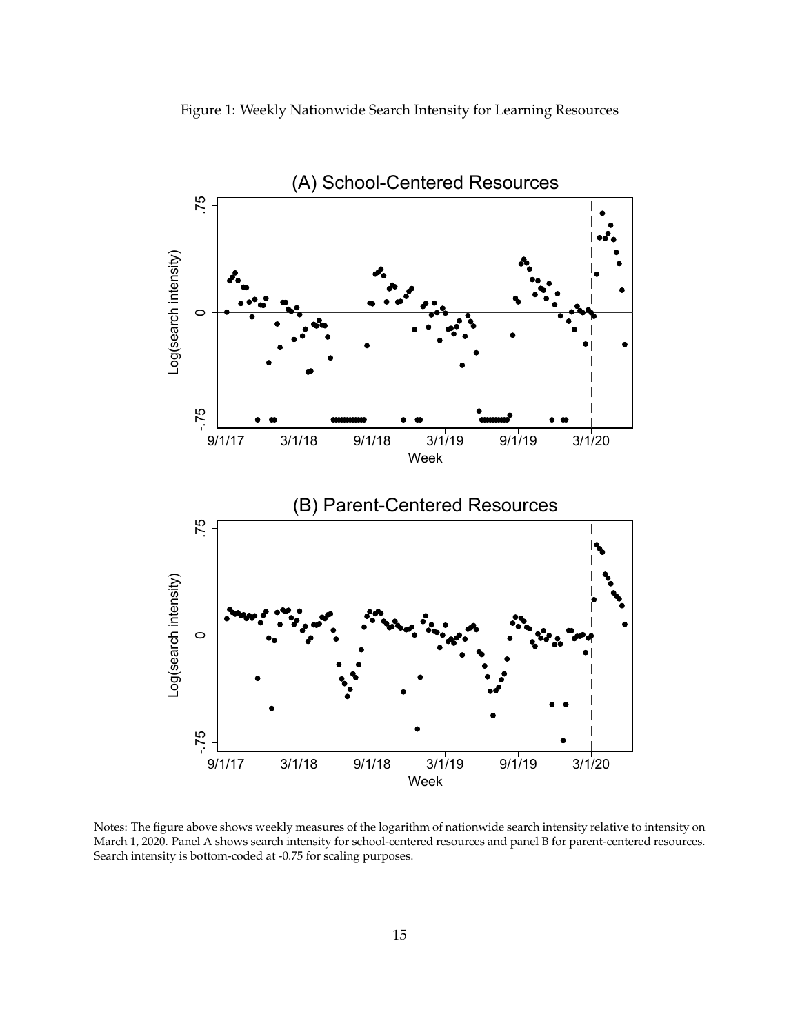Figure 1: Weekly Nationwide Search Intensity for Learning Resources

Notes: The figure above shows weekly measures of the logarithm of nationwide search intensity relative to intensity on March 1, 2020. Panel A shows search intensity for school-centered resources and panel B for parent-centered resources. Search intensity is bottom-coded at -0.75 for scaling purposes.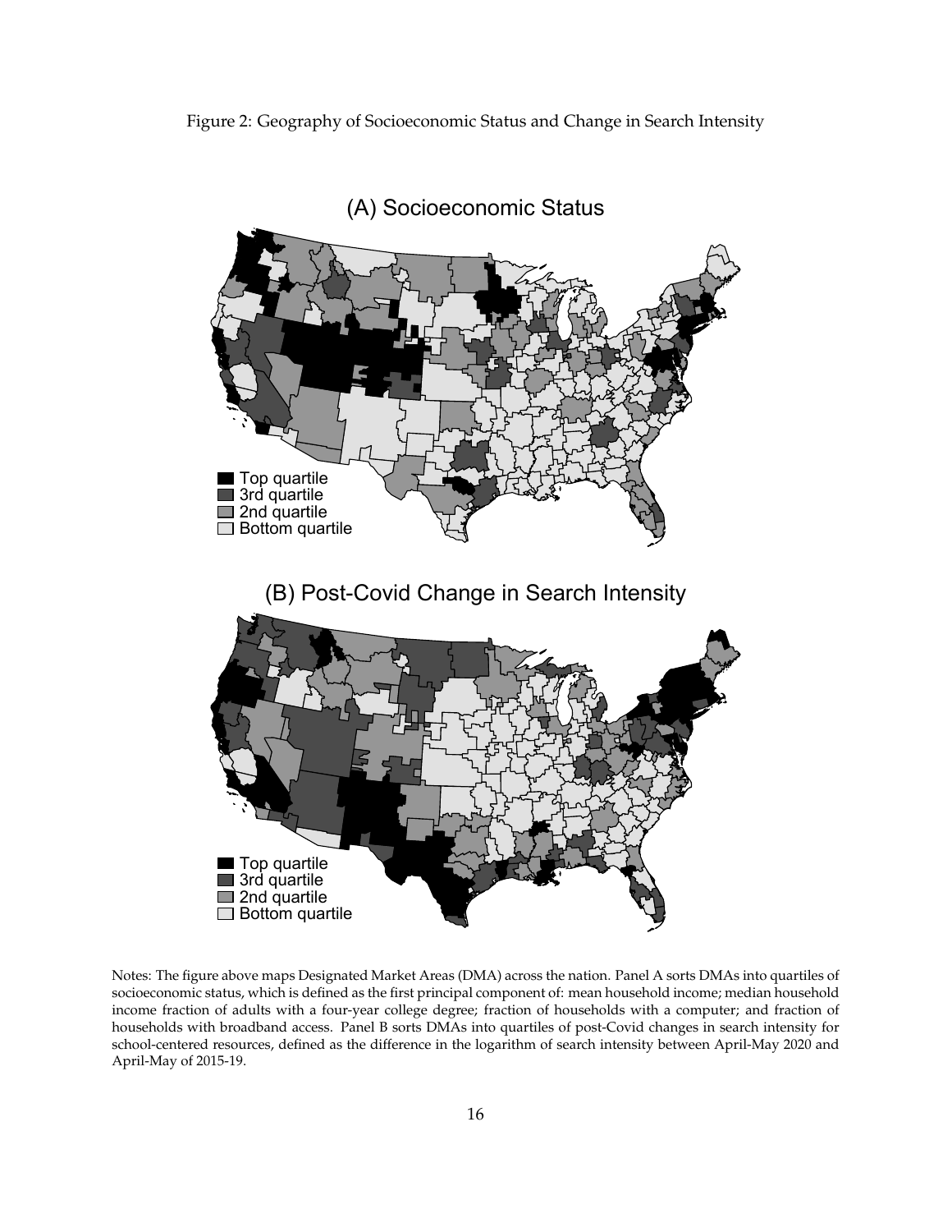Figure 2: Geography of Socioeconomic Status and Change in Search Intensity

(A) Socioeconomic Status

(B) Post-Covid Change in Search Intensity

Notes: The figure above maps Designated Market Areas (DMA) across the nation. Panel A sorts DMAs into quartiles of socioeconomic status, which is defined as the first principal component of: mean household income; median household income fraction of adults with a four-year college degree; fraction of households with a computer; and fraction of households with broadband access. Panel B sorts DMAs into quartiles of post-Covid changes in search intensity for school-centered resources, defined as the difference in the logarithm of search intensity between April-May 2020 and April-May of 2015-19.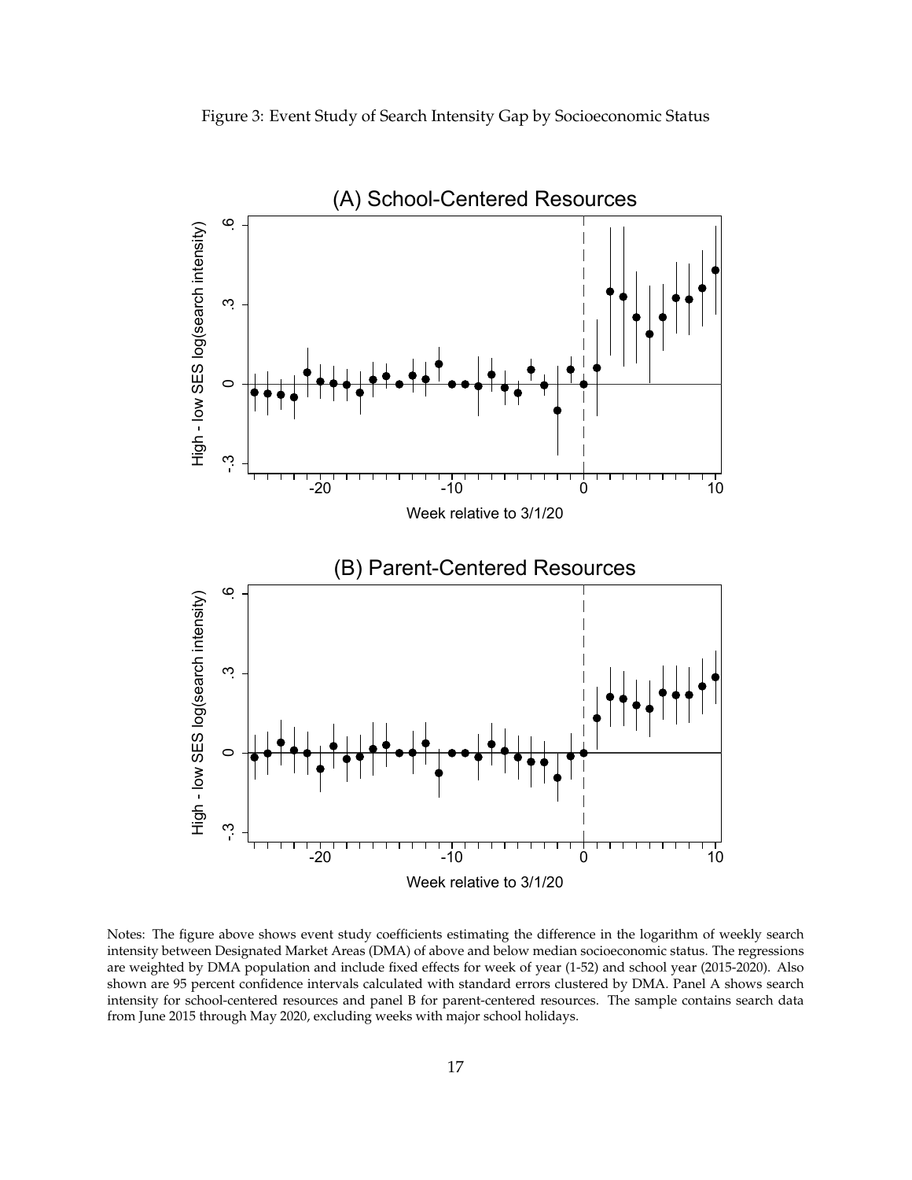Figure 3: Event Study of Search Intensity Gap by Socioeconomic Status

Notes: The figure above shows event study coefficients estimating the difference in the logarithm of weekly search intensity between Designated Market Areas (DMA) of above and below median socioeconomic status. The regressions are weighted by DMA population and include fixed effects for week of year (1-52) and school year (2015-2020). Also shown are 95 percent confidence intervals calculated with standard errors clustered by DMA. Panel A shows search intensity for school-centered resources and panel B for parent-centered resources. The sample contains search data from June 2015 through May 2020, excluding weeks with major school holidays.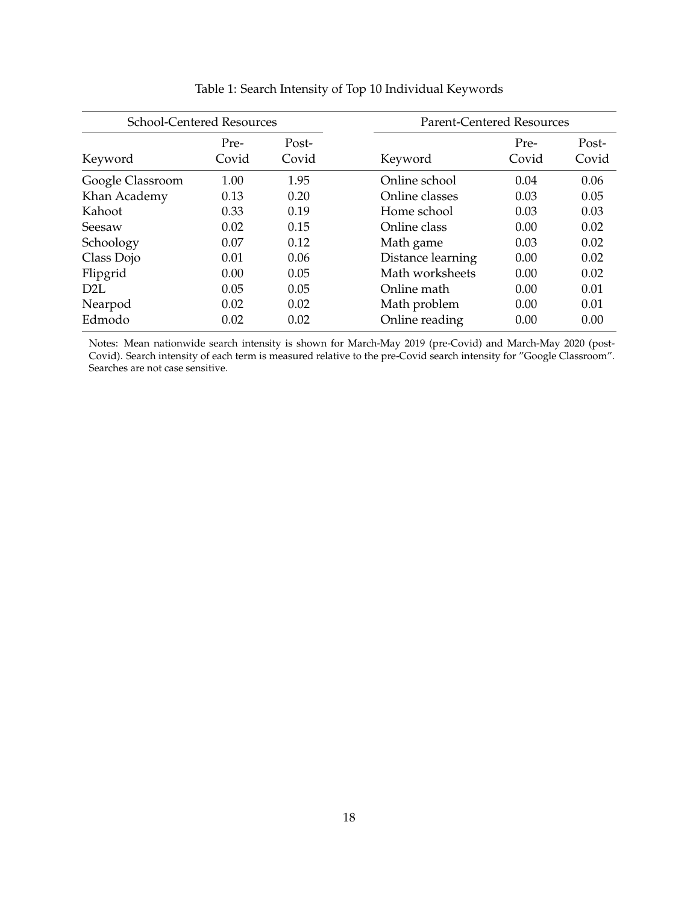Table 1: Search Intensity of Top 10 Individual Keywords

| School-Centered Resources | | | Parent-Centered Resources | | |
|---|---|---|---|---|---|
| Keyword | Pre-Covid | Post-Covid | Keyword | Pre-Covid | Post-Covid |
| Google Classroom | 1.00 | 1.95 | Online school | 0.04 | 0.06 |
| Khan Academy | 0.13 | 0.20 | Online classes | 0.03 | 0.05 |
| Kahoot | 0.33 | 0.19 | Home school | 0.03 | 0.03 |
| Seesaw | 0.02 | 0.15 | Online class | 0.00 | 0.02 |
| Schoology | 0.07 | 0.12 | Math game | 0.03 | 0.02 |
| Class Dojo | 0.01 | 0.06 | Distance learning | 0.00 | 0.02 |
| Flipgrid | 0.00 | 0.05 | Math worksheets | 0.00 | 0.02 |
| D2L | 0.05 | 0.05 | Online math | 0.00 | 0.01 |
| Nearpod | 0.02 | 0.02 | Math problem | 0.00 | 0.01 |
| Edmodo | 0.02 | 0.02 | Online reading | 0.00 | 0.00 |

Notes: Mean nationwide search intensity is shown for March-May 2019 (pre-Covid) and March-May 2020 (post-Covid). Search intensity of each term is measured relative to the pre-Covid search intensity for "Google Classroom". Searches are not case sensitive.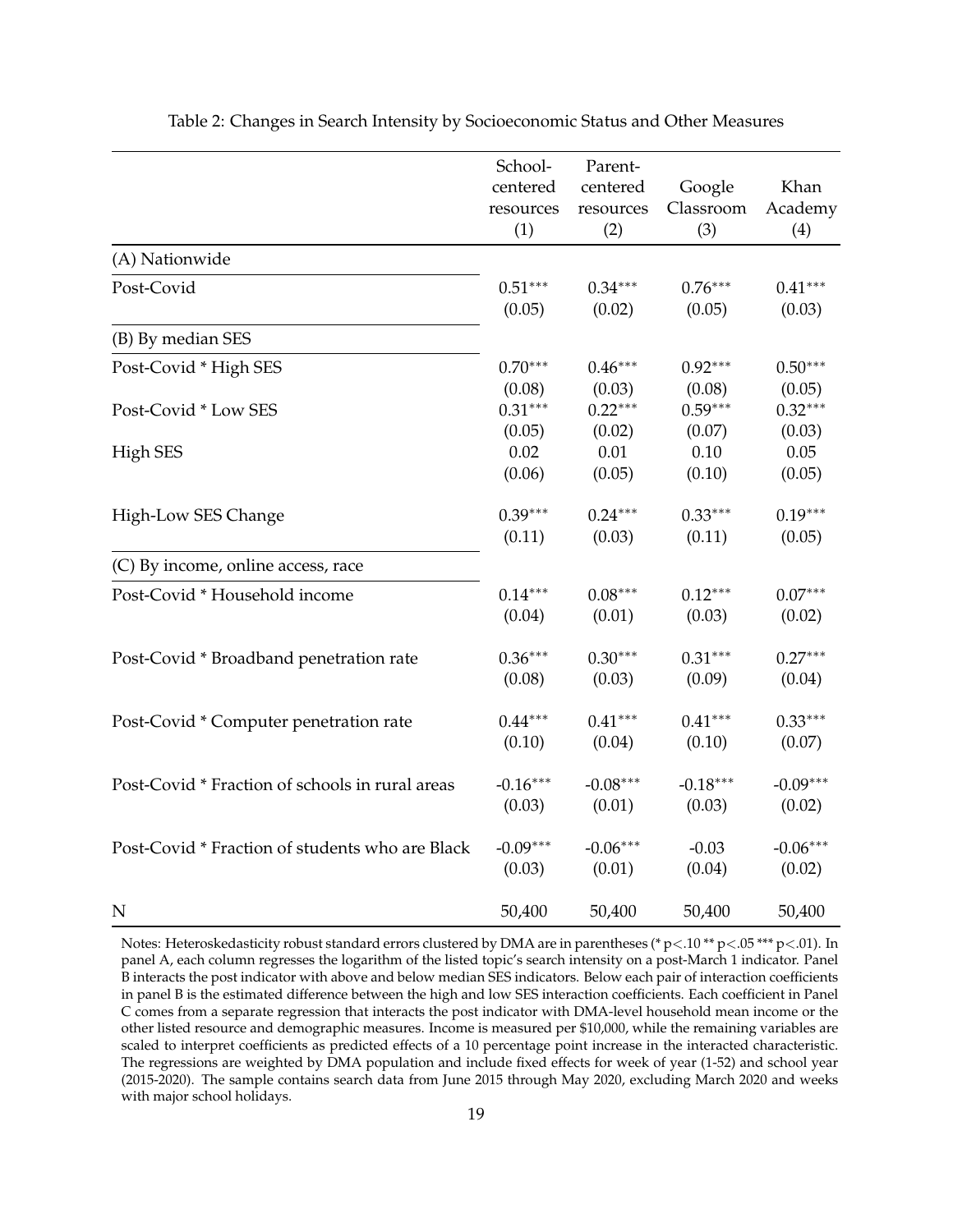Table 2: Changes in Search Intensity by Socioeconomic Status and Other Measures

| | School-centered resources (1) | Parent-centered resources (2) | Google Classroom (3) | Khan Academy (4) |
|---|---|---|---|---|
| (A) Nationwide | | | | |
| Post-Covid | 0.51*** | 0.34*** | 0.76*** | 0.41*** |
| | (0.05) | (0.02) | (0.05) | (0.03) |
| (B) By median SES | | | | |
| Post-Covid * High SES | 0.70*** | 0.46*** | 0.92*** | 0.50*** |
| | (0.08) | (0.03) | (0.08) | (0.05) |
| Post-Covid * Low SES | 0.31*** | 0.22*** | 0.59*** | 0.32*** |
| | (0.05) | (0.02) | (0.07) | (0.03) |
| High SES | 0.02 | 0.01 | 0.10 | 0.05 |
| | (0.06) | (0.05) | (0.10) | (0.05) |
| High-Low SES Change | 0.39*** | 0.24*** | 0.33*** | 0.19*** |
| | (0.11) | (0.03) | (0.11) | (0.05) |
| (C) By income, online access, race | | | | |
| Post-Covid * Household income | 0.14*** | 0.08*** | 0.12*** | 0.07*** |
| | (0.04) | (0.01) | (0.03) | (0.02) |
| Post-Covid * Broadband penetration rate | 0.36*** | 0.30*** | 0.31*** | 0.27*** |
| | (0.08) | (0.03) | (0.09) | (0.04) |
| Post-Covid * Computer penetration rate | 0.44*** | 0.41*** | 0.41*** | 0.33*** |
| | (0.10) | (0.04) | (0.10) | (0.07) |
| Post-Covid * Fraction of schools in rural areas | -0.16*** | -0.08*** | -0.18*** | -0.09*** |
| | (0.03) | (0.01) | (0.03) | (0.02) |
| Post-Covid * Fraction of students who are Black | -0.09*** | -0.06*** | -0.03 | -0.06*** |
| | (0.03) | (0.01) | (0.04) | (0.02) |
| N | 50,400 | 50,400 | 50,400 | 50,400 |

Notes: Heteroskedasticity robust standard errors clustered by DMA are in parentheses (* p<.10 ** p<.05 *** p<.01). In panel A, each column regresses the logarithm of the listed topic's search intensity on a post-March 1 indicator. Panel B interacts the post indicator with above and below median SES indicators. Below each pair of interaction coefficients in panel B is the estimated difference between the high and low SES interaction coefficients. Each coefficient in Panel C comes from a separate regression that interacts the post indicator with DMA-level household mean income or the other listed resource and demographic measures. Income is measured per \$10,000, while the remaining variables are scaled to interpret coefficients as predicted effects of a 10 percentage point increase in the interacted characteristic. The regressions are weighted by DMA population and include fixed effects for week of year (1-52) and school year (2015-2020). The sample contains search data from June 2015 through May 2020, excluding March 2020 and weeks with major school holidays.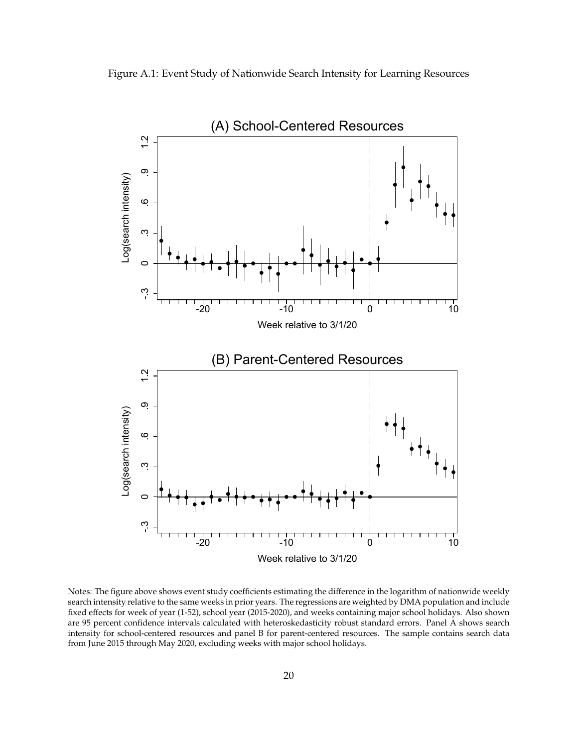Figure A.1: Event Study of Nationwide Search Intensity for Learning Resources

Notes: The figure above shows event study coefficients estimating the difference in the logarithm of nationwide weekly search intensity relative to the same weeks in prior years. The regressions are weighted by DMA population and include fixed effects for week of year (1-52), school year (2015-2020), and weeks containing major school holidays. Also shown are 95 percent confidence intervals calculated with heteroskedasticity robust standard errors. Panel A shows search intensity for school-centered resources and panel B for parent-centered resources. The sample contains search data from June 2015 through May 2020, excluding weeks with major school holidays.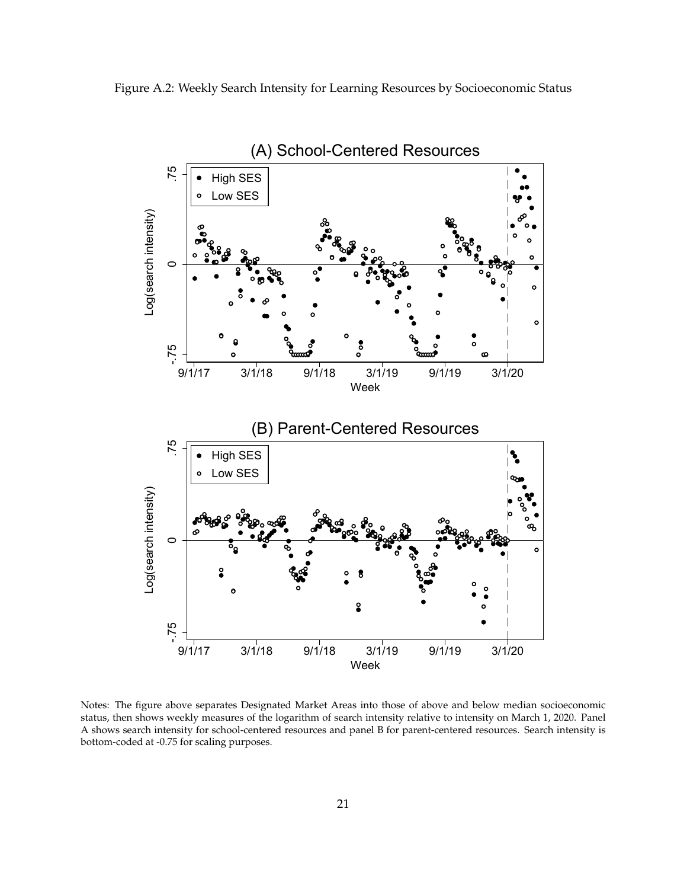Figure A.2: Weekly Search Intensity for Learning Resources by Socioeconomic Status

Notes: The figure above separates Designated Market Areas into those of above and below median socioeconomic status, then shows weekly measures of the logarithm of search intensity relative to intensity on March 1, 2020. Panel A shows search intensity for school-centered resources and panel B for parent-centered resources. Search intensity is bottom-coded at -0.75 for scaling purposes.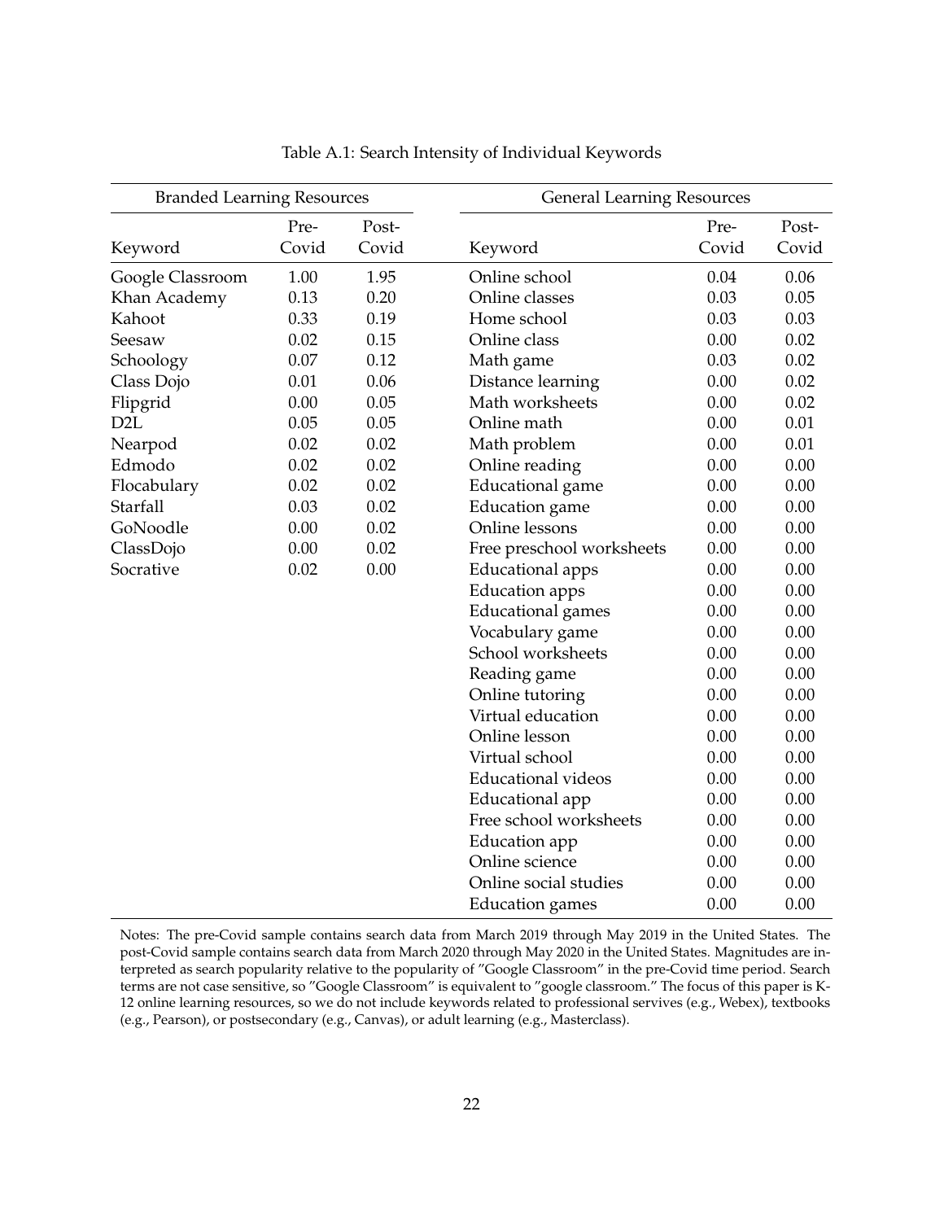Table A.1: Search Intensity of Individual Keywords

| Branded Learning Resources | | | General Learning Resources | | |
|---|---|---|---|---|---|
| Keyword | Pre-Covid | Post-Covid | Keyword | Pre-Covid | Post-Covid |
| Google Classroom | 1.00 | 1.95 | Online school | 0.04 | 0.06 |
| Khan Academy | 0.13 | 0.20 | Online classes | 0.03 | 0.05 |
| Kahoot | 0.33 | 0.19 | Home school | 0.03 | 0.03 |
| Seesaw | 0.02 | 0.15 | Online class | 0.00 | 0.02 |
| Schoology | 0.07 | 0.12 | Math game | 0.03 | 0.02 |
| Class Dojo | 0.01 | 0.06 | Distance learning | 0.00 | 0.02 |
| Flipgrid | 0.00 | 0.05 | Math worksheets | 0.00 | 0.02 |
| D2L | 0.05 | 0.05 | Online math | 0.00 | 0.01 |
| Nearpod | 0.02 | 0.02 | Math problem | 0.00 | 0.01 |
| Edmodo | 0.02 | 0.02 | Online reading | 0.00 | 0.00 |
| Flocabulary | 0.02 | 0.02 | Educational game | 0.00 | 0.00 |
| Starfall | 0.03 | 0.02 | Education game | 0.00 | 0.00 |
| GoNoodle | 0.00 | 0.02 | Online lessons | 0.00 | 0.00 |
| ClassDojo | 0.00 | 0.02 | Free preschool worksheets | 0.00 | 0.00 |
| Socrative | 0.02 | 0.00 | Educational apps | 0.00 | 0.00 |
| | | | Education apps | 0.00 | 0.00 |
| | | | Educational games | 0.00 | 0.00 |
| | | | Vocabulary game | 0.00 | 0.00 |
| | | | School worksheets | 0.00 | 0.00 |
| | | | Reading game | 0.00 | 0.00 |
| | | | Online tutoring | 0.00 | 0.00 |
| | | | Virtual education | 0.00 | 0.00 |
| | | | Online lesson | 0.00 | 0.00 |
| | | | Virtual school | 0.00 | 0.00 |
| | | | Educational videos | 0.00 | 0.00 |
| | | | Educational app | 0.00 | 0.00 |
| | | | Free school worksheets | 0.00 | 0.00 |
| | | | Education app | 0.00 | 0.00 |
| | | | Online science | 0.00 | 0.00 |
| | | | Online social studies | 0.00 | 0.00 |
| | | | Education games | 0.00 | 0.00 |

Notes: The pre-Covid sample contains search data from March 2019 through May 2019 in the United States. The post-Covid sample contains search data from March 2020 through May 2020 in the United States. Magnitudes are interpreted as search popularity relative to the popularity of "Google Classroom" in the pre-Covid time period. Search terms are not case sensitive, so "Google Classroom" is equivalent to "google classroom." The focus of this paper is K-12 online learning resources, so we do not include keywords related to professional servives (e.g., Webex), textbooks (e.g., Pearson), or postsecondary (e.g., Canvas), or adult learning (e.g., Masterclass).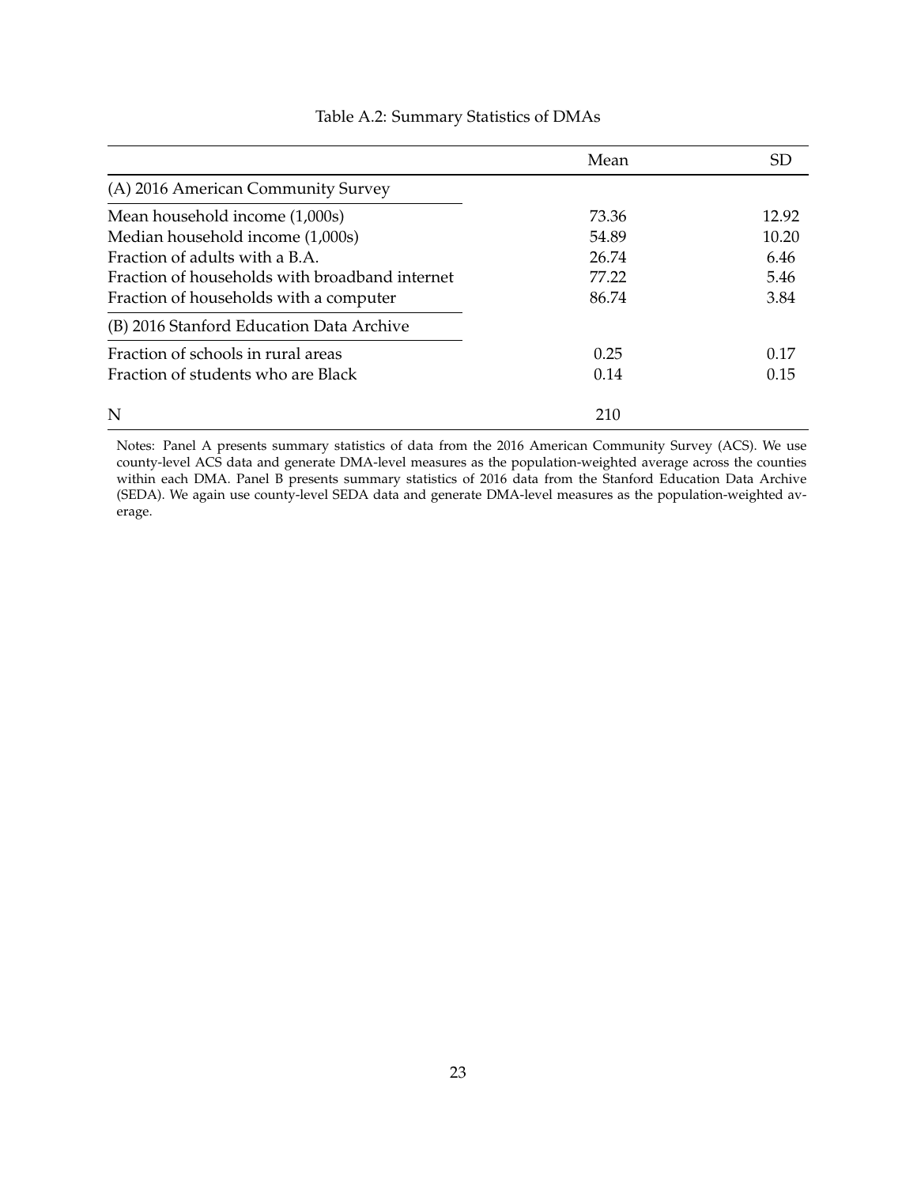Table A.2: Summary Statistics of DMAs

| | Mean | SD |
|---|---|---|
| (A) 2016 American Community Survey | | |
| Mean household income (1,000s) | 73.36 | 12.92 |
| Median household income (1,000s) | 54.89 | 10.20 |
| Fraction of adults with a B.A. | 26.74 | 6.46 |
| Fraction of households with broadband internet | 77.22 | 5.46 |
| Fraction of households with a computer | 86.74 | 3.84 |
| (B) 2016 Stanford Education Data Archive | | |
| Fraction of schools in rural areas | 0.25 | 0.17 |
| Fraction of students who are Black | 0.14 | 0.15 |
| N | 210 | |

Notes: Panel A presents summary statistics of data from the 2016 American Community Survey (ACS). We use county-level ACS data and generate DMA-level measures as the population-weighted average across the counties within each DMA. Panel B presents summary statistics of 2016 data from the Stanford Education Data Archive (SEDA). We again use county-level SEDA data and generate DMA-level measures as the population-weighted average.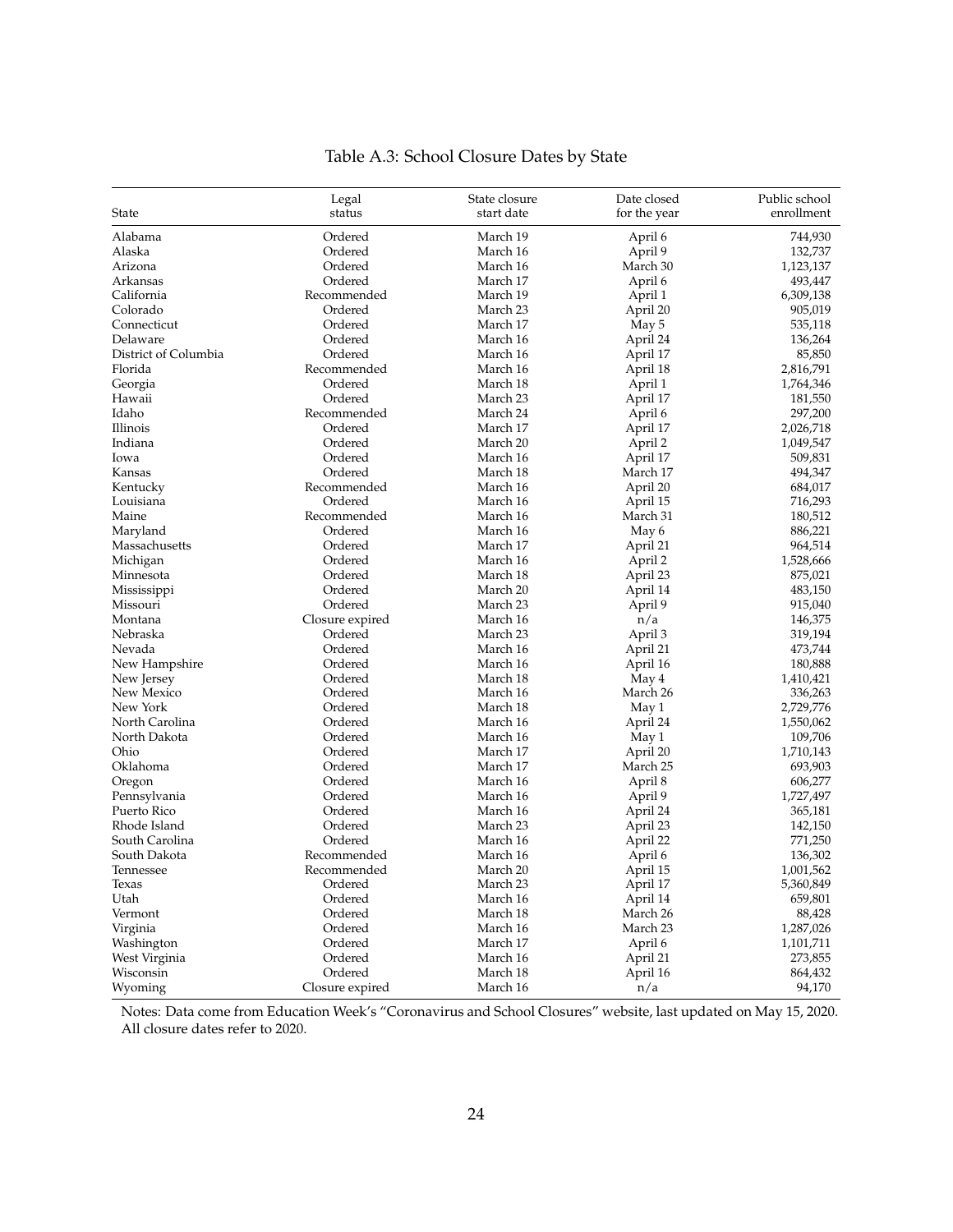# Table A.3: School Closure Dates by State

| State | Legal status | State closure start date | Date closed for the year | Public school enrollment |
|---|---|---|---|---|
| Alabama | Ordered | March 19 | April 6 | 744,930 |
| Alaska | Ordered | March 16 | April 9 | 132,737 |
| Arizona | Ordered | March 16 | March 30 | 1,123,137 |
| Arkansas | Ordered | March 17 | April 6 | 493,447 |
| California | Recommended | March 19 | April 1 | 6,309,138 |
| Colorado | Ordered | March 23 | April 20 | 905,019 |
| Connecticut | Ordered | March 17 | May 5 | 535,118 |
| Delaware | Ordered | March 16 | April 24 | 136,264 |
| District of Columbia | Ordered | March 16 | April 17 | 85,850 |
| Florida | Recommended | March 16 | April 18 | 2,816,791 |
| Georgia | Ordered | March 18 | April 1 | 1,764,346 |
| Hawaii | Ordered | March 23 | April 17 | 181,550 |
| Idaho | Recommended | March 24 | April 6 | 297,200 |
| Illinois | Ordered | March 17 | April 17 | 2,026,718 |
| Indiana | Ordered | March 20 | April 2 | 1,049,547 |
| Iowa | Ordered | March 16 | April 17 | 509,831 |
| Kansas | Ordered | March 18 | March 17 | 494,347 |
| Kentucky | Recommended | March 16 | April 20 | 684,017 |
| Louisiana | Ordered | March 16 | April 15 | 716,293 |
| Maine | Recommended | March 16 | March 31 | 180,512 |
| Maryland | Ordered | March 16 | May 6 | 886,221 |
| Massachusetts | Ordered | March 17 | April 21 | 964,514 |
| Michigan | Ordered | March 16 | April 2 | 1,528,666 |
| Minnesota | Ordered | March 18 | April 23 | 875,021 |
| Mississippi | Ordered | March 20 | April 14 | 483,150 |
| Missouri | Ordered | March 23 | April 9 | 915,040 |
| Montana | Closure expired | March 16 | n/a | 146,375 |
| Nebraska | Ordered | March 23 | April 3 | 319,194 |
| Nevada | Ordered | March 16 | April 21 | 473,744 |
| New Hampshire | Ordered | March 16 | April 16 | 180,888 |
| New Jersey | Ordered | March 18 | May 4 | 1,410,421 |
| New Mexico | Ordered | March 16 | March 26 | 336,263 |
| New York | Ordered | March 18 | May 1 | 2,729,776 |
| North Carolina | Ordered | March 16 | April 24 | 1,550,062 |
| North Dakota | Ordered | March 16 | May 1 | 109,706 |
| Ohio | Ordered | March 17 | April 20 | 1,710,143 |
| Oklahoma | Ordered | March 17 | March 25 | 693,903 |
| Oregon | Ordered | March 16 | April 8 | 606,277 |
| Pennsylvania | Ordered | March 16 | April 9 | 1,727,497 |
| Puerto Rico | Ordered | March 16 | April 24 | 365,181 |
| Rhode Island | Ordered | March 23 | April 23 | 142,150 |
| South Carolina | Ordered | March 16 | April 22 | 771,250 |
| South Dakota | Recommended | March 16 | April 6 | 136,302 |
| Tennessee | Recommended | March 20 | April 15 | 1,001,562 |
| Texas | Ordered | March 23 | April 17 | 5,360,849 |
| Utah | Ordered | March 16 | April 14 | 659,801 |
| Vermont | Ordered | March 18 | March 26 | 88,428 |
| Virginia | Ordered | March 16 | March 23 | 1,287,026 |
| Washington | Ordered | March 17 | April 6 | 1,101,711 |
| West Virginia | Ordered | March 16 | April 21 | 273,855 |
| Wisconsin | Ordered | March 18 | April 16 | 864,432 |
| Wyoming | Closure expired | March 16 | n/a | 94,170 |

Notes: Data come from Education Week's "Coronavirus and School Closures" website, last updated on May 15, 2020. All closure dates refer to 2020.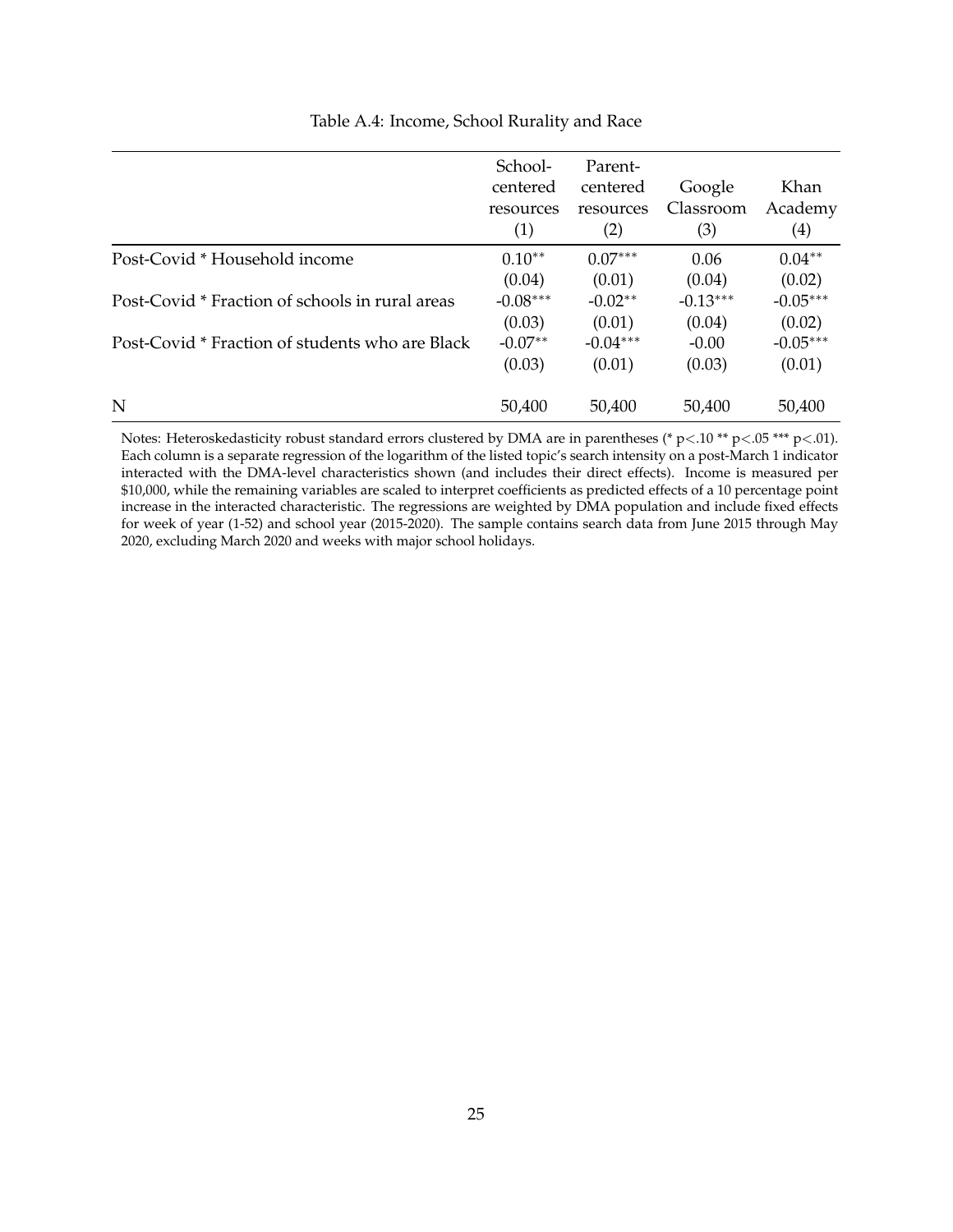Table A.4: Income, School Rurality and Race

| | School-centered resources (1) | Parent-centered resources (2) | Google Classroom (3) | Khan Academy (4) |
|---|---|---|---|---|
| Post-Covid * Household income | 0.10** | 0.07*** | 0.06 | 0.04** |
| | (0.04) | (0.01) | (0.04) | (0.02) |
| Post-Covid * Fraction of schools in rural areas | -0.08*** | -0.02** | -0.13*** | -0.05*** |
| | (0.03) | (0.01) | (0.04) | (0.02) |
| Post-Covid * Fraction of students who are Black | -0.07** | -0.04*** | -0.00 | -0.05*** |
| | (0.03) | (0.01) | (0.03) | (0.01) |
| N | 50,400 | 50,400 | 50,400 | 50,400 |

Notes: Heteroskedasticity robust standard errors clustered by DMA are in parentheses (* $p<.10$ ** $p<.05$ *** $p<.01$). Each column is a separate regression of the logarithm of the listed topic's search intensity on a post-March 1 indicator interacted with the DMA-level characteristics shown (and includes their direct effects). Income is measured per \$10,000, while the remaining variables are scaled to interpret coefficients as predicted effects of a 10 percentage point increase in the interacted characteristic. The regressions are weighted by DMA population and include fixed effects for week of year (1-52) and school year (2015-2020). The sample contains search data from June 2015 through May 2020, excluding March 2020 and weeks with major school holidays.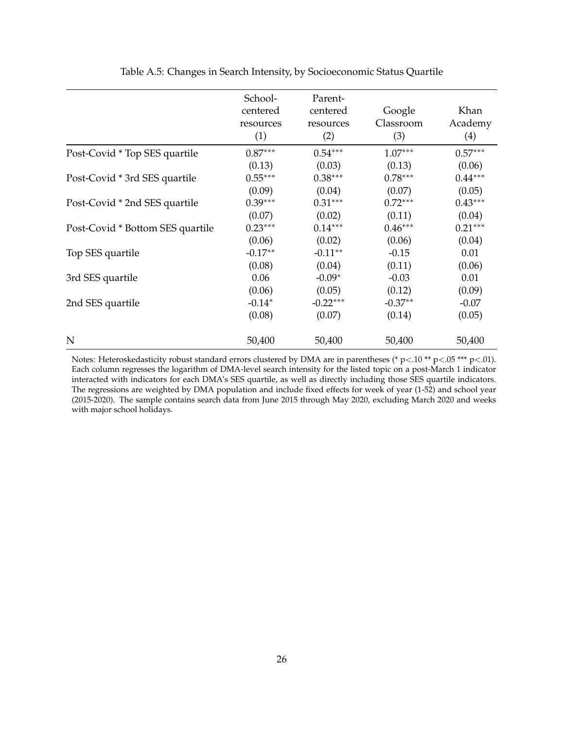Table A.5: Changes in Search Intensity, by Socioeconomic Status Quartile

| | School-centered resources (1) | Parent-centered resources (2) | Google Classroom (3) | Khan Academy (4) |
|---|---|---|---|---|
| Post-Covid * Top SES quartile | 0.87*** | 0.54*** | 1.07*** | 0.57*** |
| | (0.13) | (0.03) | (0.13) | (0.06) |
| Post-Covid * 3rd SES quartile | 0.55*** | 0.38*** | 0.78*** | 0.44*** |
| | (0.09) | (0.04) | (0.07) | (0.05) |
| Post-Covid * 2nd SES quartile | 0.39*** | 0.31*** | 0.72*** | 0.43*** |
| | (0.07) | (0.02) | (0.11) | (0.04) |
| Post-Covid * Bottom SES quartile | 0.23*** | 0.14*** | 0.46*** | 0.21*** |
| | (0.06) | (0.02) | (0.06) | (0.04) |
| Top SES quartile | -0.17** | -0.11** | -0.15 | 0.01 |
| | (0.08) | (0.04) | (0.11) | (0.06) |
| 3rd SES quartile | 0.06 | -0.09* | -0.03 | 0.01 |
| | (0.06) | (0.05) | (0.12) | (0.09) |
| 2nd SES quartile | -0.14* | -0.22*** | -0.37** | -0.07 |
| | (0.08) | (0.07) | (0.14) | (0.05) |
| N | 50,400 | 50,400 | 50,400 | 50,400 |

Notes: Heteroskedasticity robust standard errors clustered by DMA are in parentheses (* $p<.10$ ** $p<.05$ *** $p<.01$). Each column regresses the logarithm of DMA-level search intensity for the listed topic on a post-March 1 indicator interacted with indicators for each DMA's SES quartile, as well as directly including those SES quartile indicators. The regressions are weighted by DMA population and include fixed effects for week of year (1-52) and school year (2015-2020). The sample contains search data from June 2015 through May 2020, excluding March 2020 and weeks with major school holidays.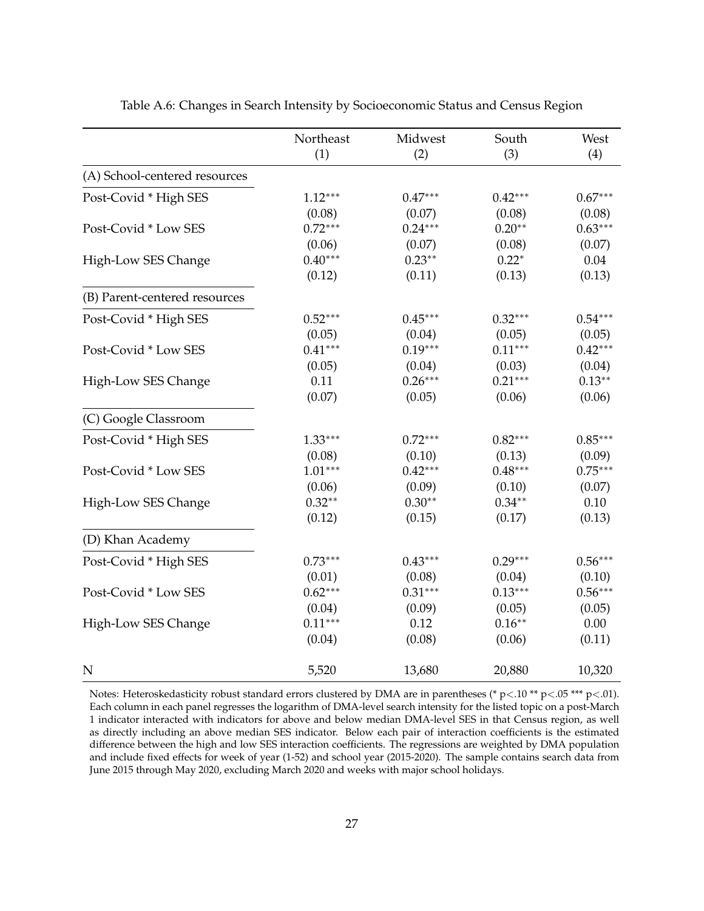Table A.6: Changes in Search Intensity by Socioeconomic Status and Census Region

| | Northeast (1) | Midwest (2) | South (3) | West (4) |
|---|---|---|---|---|
| (A) School-centered resources | | | | |
| Post-Covid * High SES | 1.12*** | 0.47*** | 0.42*** | 0.67*** |
| | (0.08) | (0.07) | (0.08) | (0.08) |
| Post-Covid * Low SES | 0.72*** | 0.24*** | 0.20** | 0.63*** |
| | (0.06) | (0.07) | (0.08) | (0.07) |
| High-Low SES Change | 0.40*** | 0.23** | 0.22* | 0.04 |
| | (0.12) | (0.11) | (0.13) | (0.13) |
| (B) Parent-centered resources | | | | |
| Post-Covid * High SES | 0.52*** | 0.45*** | 0.32*** | 0.54*** |
| | (0.05) | (0.04) | (0.05) | (0.05) |
| Post-Covid * Low SES | 0.41*** | 0.19*** | 0.11*** | 0.42*** |
| | (0.05) | (0.04) | (0.03) | (0.04) |
| High-Low SES Change | 0.11 | 0.26*** | 0.21*** | 0.13** |
| | (0.07) | (0.05) | (0.06) | (0.06) |
| (C) Google Classroom | | | | |
| Post-Covid * High SES | 1.33*** | 0.72*** | 0.82*** | 0.85*** |
| | (0.08) | (0.10) | (0.13) | (0.09) |
| Post-Covid * Low SES | 1.01*** | 0.42*** | 0.48*** | 0.75*** |
| | (0.06) | (0.09) | (0.10) | (0.07) |
| High-Low SES Change | 0.32** | 0.30** | 0.34** | 0.10 |
| | (0.12) | (0.15) | (0.17) | (0.13) |
| (D) Khan Academy | | | | |
| Post-Covid * High SES | 0.73*** | 0.43*** | 0.29*** | 0.56*** |
| | (0.01) | (0.08) | (0.04) | (0.10) |
| Post-Covid * Low SES | 0.62*** | 0.31*** | 0.13*** | 0.56*** |
| | (0.04) | (0.09) | (0.05) | (0.05) |
| High-Low SES Change | 0.11*** | 0.12 | 0.16** | 0.00 |
| | (0.04) | (0.08) | (0.06) | (0.11) |
| N | 5,520 | 13,680 | 20,880 | 10,320 |

Notes: Heteroskedasticity robust standard errors clustered by DMA are in parentheses (* $p<.10$ ** $p<.05$ *** $p<.01$). Each column in each panel regresses the logarithm of DMA-level search intensity for the listed topic on a post-March 1 indicator interacted with indicators for above and below median DMA-level SES in that Census region, as well as directly including an above median SES indicator. Below each pair of interaction coefficients is the estimated difference between the high and low SES interaction coefficients. The regressions are weighted by DMA population and include fixed effects for week of year (1-52) and school year (2015-2020). The sample contains search data from June 2015 through May 2020, excluding March 2020 and weeks with major school holidays.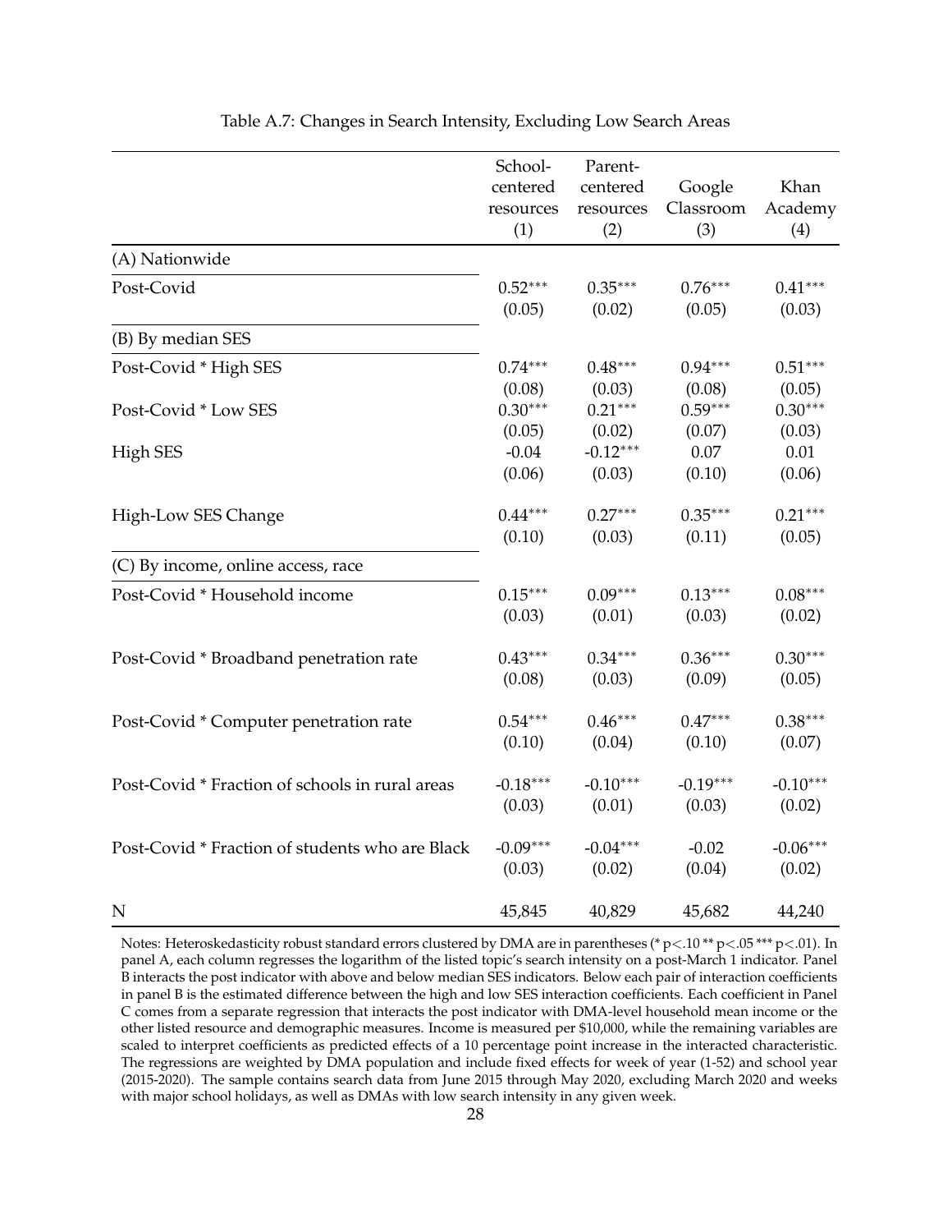Table A.7: Changes in Search Intensity, Excluding Low Search Areas

| | School-centered resources (1) | Parent-centered resources (2) | Google Classroom (3) | Khan Academy (4) |
|---|---|---|---|---|
| (A) Nationwide | | | | |
| Post-Covid | 0.52*** | 0.35*** | 0.76*** | 0.41*** |
| | (0.05) | (0.02) | (0.05) | (0.03) |
| (B) By median SES | | | | |
| Post-Covid * High SES | 0.74*** | 0.48*** | 0.94*** | 0.51*** |
| | (0.08) | (0.03) | (0.08) | (0.05) |
| Post-Covid * Low SES | 0.30*** | 0.21*** | 0.59*** | 0.30*** |
| | (0.05) | (0.02) | (0.07) | (0.03) |
| High SES | -0.04 | -0.12*** | 0.07 | 0.01 |
| | (0.06) | (0.03) | (0.10) | (0.06) |
| High-Low SES Change | 0.44*** | 0.27*** | 0.35*** | 0.21*** |
| | (0.10) | (0.03) | (0.11) | (0.05) |
| (C) By income, online access, race | | | | |
| Post-Covid * Household income | 0.15*** | 0.09*** | 0.13*** | 0.08*** |
| | (0.03) | (0.01) | (0.03) | (0.02) |
| Post-Covid * Broadband penetration rate | 0.43*** | 0.34*** | 0.36*** | 0.30*** |
| | (0.08) | (0.03) | (0.09) | (0.05) |
| Post-Covid * Computer penetration rate | 0.54*** | 0.46*** | 0.47*** | 0.38*** |
| | (0.10) | (0.04) | (0.10) | (0.07) |
| Post-Covid * Fraction of schools in rural areas | -0.18*** | -0.10*** | -0.19*** | -0.10*** |
| | (0.03) | (0.01) | (0.03) | (0.02) |
| Post-Covid * Fraction of students who are Black | -0.09*** | -0.04*** | -0.02 | -0.06*** |
| | (0.03) | (0.02) | (0.04) | (0.02) |
| N | 45,845 | 40,829 | 45,682 | 44,240 |

Notes: Heteroskedasticity robust standard errors clustered by DMA are in parentheses (* $p<.10$ ** $p<.05$ *** $p<.01$). In panel A, each column regresses the logarithm of the listed topic's search intensity on a post-March 1 indicator. Panel B interacts the post indicator with above and below median SES indicators. Below each pair of interaction coefficients in panel B is the estimated difference between the high and low SES interaction coefficients. Each coefficient in Panel C comes from a separate regression that interacts the post indicator with DMA-level household mean income or the other listed resource and demographic measures. Income is measured per \$10,000, while the remaining variables are scaled to interpret coefficients as predicted effects of a 10 percentage point increase in the interacted characteristic. The regressions are weighted by DMA population and include fixed effects for week of year (1-52) and school year (2015-2020). The sample contains search data from June 2015 through May 2020, excluding March 2020 and weeks with major school holidays, as well as DMAs with low search intensity in any given week.